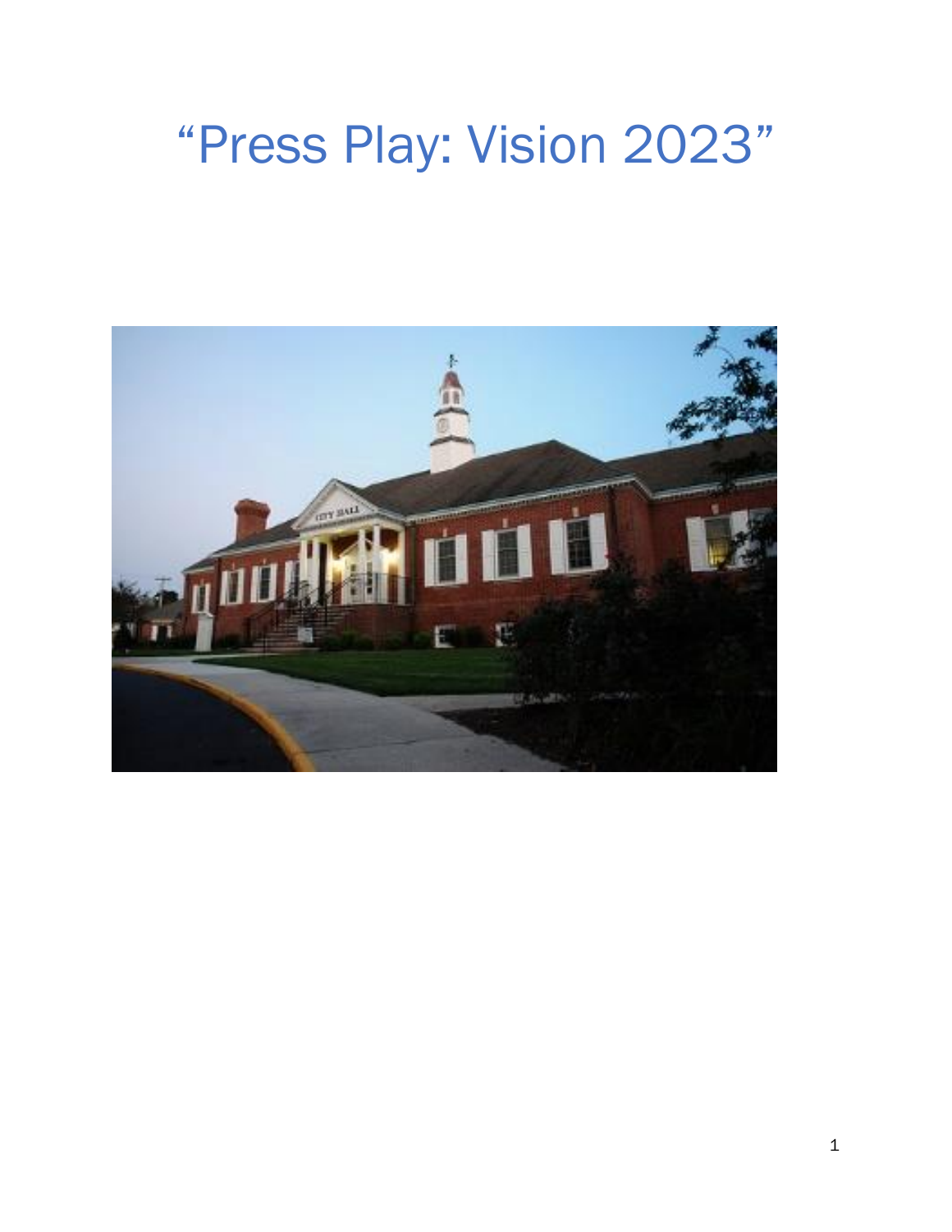# “Press Play: Vision 2023”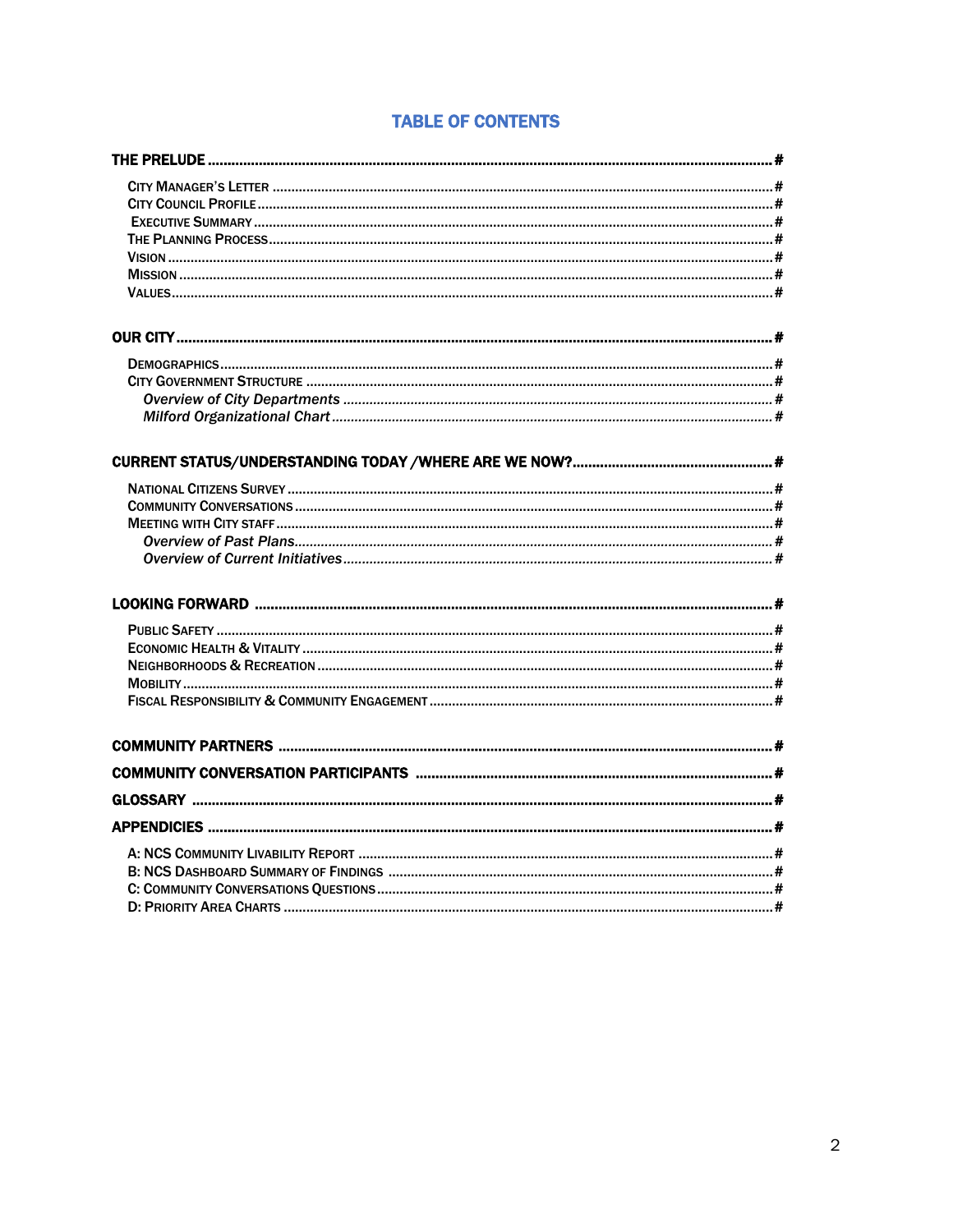# TABLE OF CONTENTS

**THE PRELUDE** ........................................................................................................................ #

- City Manager's Letter ........................................................................................................ #
- City Council Profile ............................................................................................................ #
- Executive Summary ............................................................................................................ #
- The Planning Process .......................................................................................................... #
- Vision .................................................................................................................................. #
- Mission ................................................................................................................................ #
- Values .................................................................................................................................. #

**OUR CITY** ................................................................................................................................ #

- Demographics ....................................................................................................................... #
- City Government Structure .................................................................................................. #
  - *Overview of City Departments* ......................................................................................... #
  - *Milford Organizational Chart* ........................................................................................... #

**CURRENT STATUS/UNDERSTANDING TODAY /WHERE ARE WE NOW?** ............................................ #

- National Citizens Survey ....................................................................................................... #
- Community Conversations ..................................................................................................... #
- Meeting with City Staff ......................................................................................................... #
  - *Overview of Past Plans* ..................................................................................................... #
  - *Overview of Current Initiatives* ........................................................................................ #

**LOOKING FORWARD** .................................................................................................................. #

- Public Safety ......................................................................................................................... #
- Economic Health & Vitality ................................................................................................... #
- Neighborhoods & Recreation ................................................................................................. #
- Mobility ................................................................................................................................. #
- Fiscal Responsibility & Community Engagement .................................................................. #

**COMMUNITY PARTNERS** ........................................................................................................... #

**COMMUNITY CONVERSATION PARTICIPANTS** .............................................................................. #

**GLOSSARY** ................................................................................................................................ #

**APPENDICIES** ............................................................................................................................. #

- A: NCS Community Livability Report .................................................................................... #
- B: NCS Dashboard Summary of Findings ............................................................................... #
- C: Community Conversations Questions ................................................................................ #
- D: Priority Area Charts .......................................................................................................... #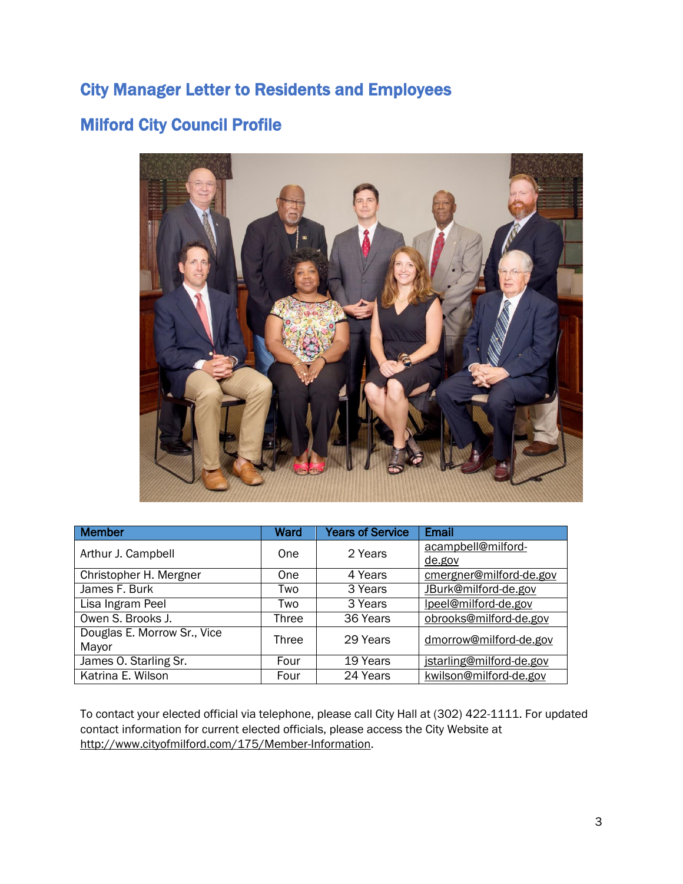## City Manager Letter to Residents and Employees

## Milford City Council Profile

| Member | Ward | Years of Service | Email |
|---|---|---|---|
| Arthur J. Campbell | One | 2 Years | acampbell@milford-de.gov |
| Christopher H. Mergner | One | 4 Years | cmergner@milford-de.gov |
| James F. Burk | Two | 3 Years | JBurk@milford-de.gov |
| Lisa Ingram Peel | Two | 3 Years | lpeel@milford-de.gov |
| Owen S. Brooks J. | Three | 36 Years | obrooks@milford-de.gov |
| Douglas E. Morrow Sr., Vice Mayor | Three | 29 Years | dmorrow@milford-de.gov |
| James O. Starling Sr. | Four | 19 Years | jstarling@milford-de.gov |
| Katrina E. Wilson | Four | 24 Years | kwilson@milford-de.gov |

To contact your elected official via telephone, please call City Hall at (302) 422-1111. For updated contact information for current elected officials, please access the City Website at http://www.cityofmilford.com/175/Member-Information.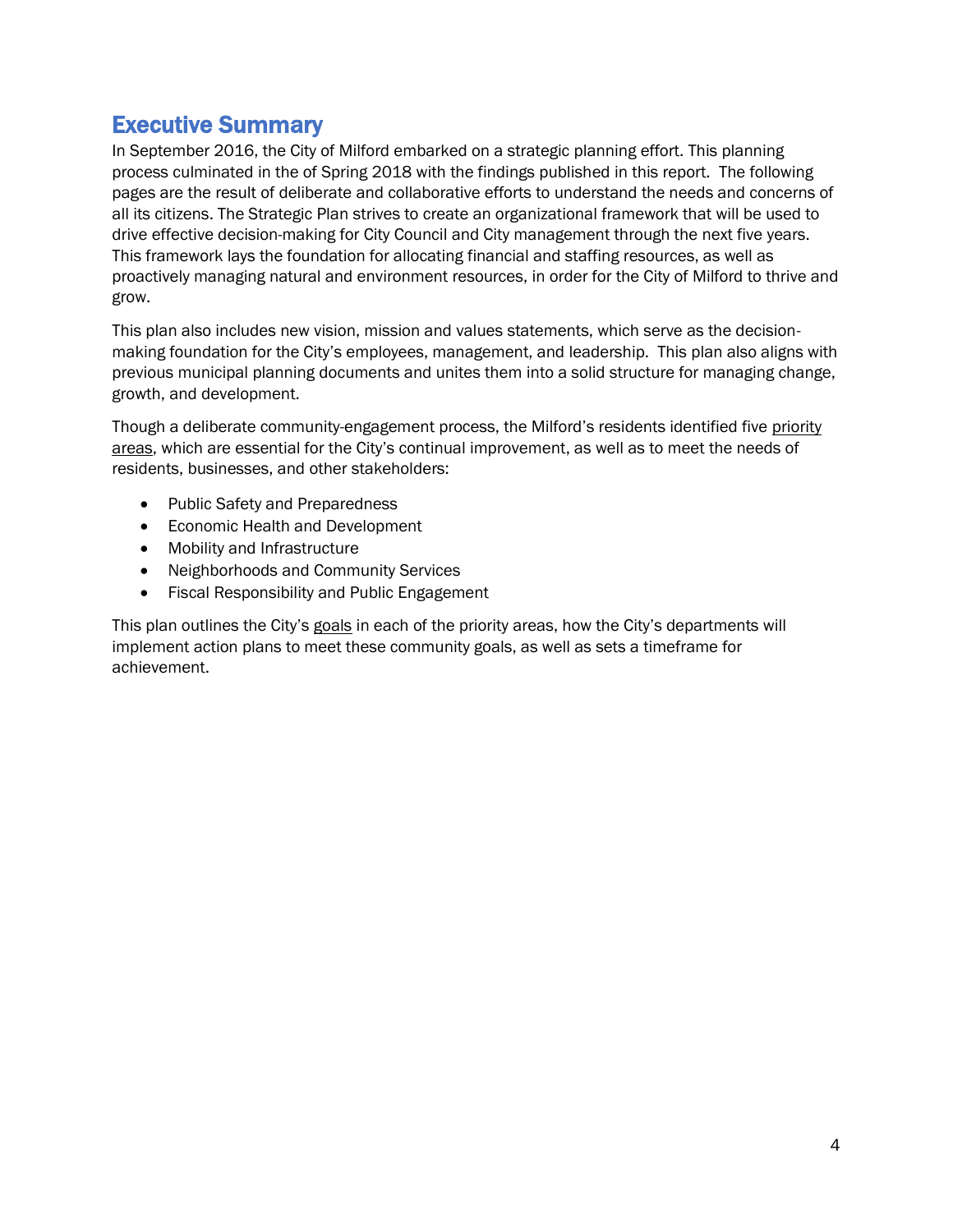## Executive Summary

In September 2016, the City of Milford embarked on a strategic planning effort. This planning process culminated in the of Spring 2018 with the findings published in this report. The following pages are the result of deliberate and collaborative efforts to understand the needs and concerns of all its citizens. The Strategic Plan strives to create an organizational framework that will be used to drive effective decision-making for City Council and City management through the next five years. This framework lays the foundation for allocating financial and staffing resources, as well as proactively managing natural and environment resources, in order for the City of Milford to thrive and grow.

This plan also includes new vision, mission and values statements, which serve as the decision-making foundation for the City's employees, management, and leadership. This plan also aligns with previous municipal planning documents and unites them into a solid structure for managing change, growth, and development.

Though a deliberate community-engagement process, the Milford's residents identified five <u>priority areas</u>, which are essential for the City's continual improvement, as well as to meet the needs of residents, businesses, and other stakeholders:

- Public Safety and Preparedness
- Economic Health and Development
- Mobility and Infrastructure
- Neighborhoods and Community Services
- Fiscal Responsibility and Public Engagement

This plan outlines the City's <u>goals</u> in each of the priority areas, how the City's departments will implement action plans to meet these community goals, as well as sets a timeframe for achievement.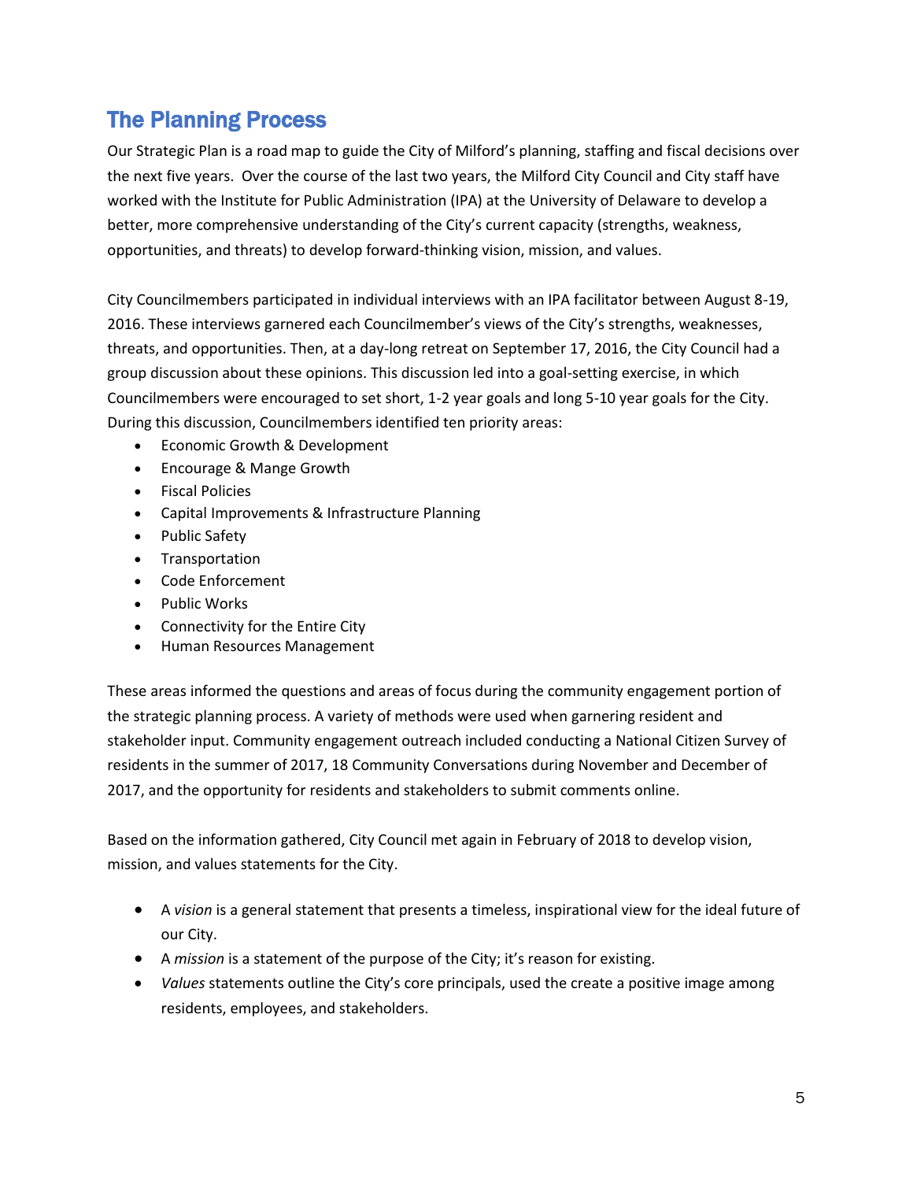## The Planning Process

Our Strategic Plan is a road map to guide the City of Milford's planning, staffing and fiscal decisions over the next five years. Over the course of the last two years, the Milford City Council and City staff have worked with the Institute for Public Administration (IPA) at the University of Delaware to develop a better, more comprehensive understanding of the City's current capacity (strengths, weakness, opportunities, and threats) to develop forward-thinking vision, mission, and values.

City Councilmembers participated in individual interviews with an IPA facilitator between August 8-19, 2016. These interviews garnered each Councilmember's views of the City's strengths, weaknesses, threats, and opportunities. Then, at a day-long retreat on September 17, 2016, the City Council had a group discussion about these opinions. This discussion led into a goal-setting exercise, in which Councilmembers were encouraged to set short, 1-2 year goals and long 5-10 year goals for the City. During this discussion, Councilmembers identified ten priority areas:

- Economic Growth & Development
- Encourage & Mange Growth
- Fiscal Policies
- Capital Improvements & Infrastructure Planning
- Public Safety
- Transportation
- Code Enforcement
- Public Works
- Connectivity for the Entire City
- Human Resources Management

These areas informed the questions and areas of focus during the community engagement portion of the strategic planning process. A variety of methods were used when garnering resident and stakeholder input. Community engagement outreach included conducting a National Citizen Survey of residents in the summer of 2017, 18 Community Conversations during November and December of 2017, and the opportunity for residents and stakeholders to submit comments online.

Based on the information gathered, City Council met again in February of 2018 to develop vision, mission, and values statements for the City.

- A *vision* is a general statement that presents a timeless, inspirational view for the ideal future of our City.
- A *mission* is a statement of the purpose of the City; it's reason for existing.
- *Values* statements outline the City's core principals, used the create a positive image among residents, employees, and stakeholders.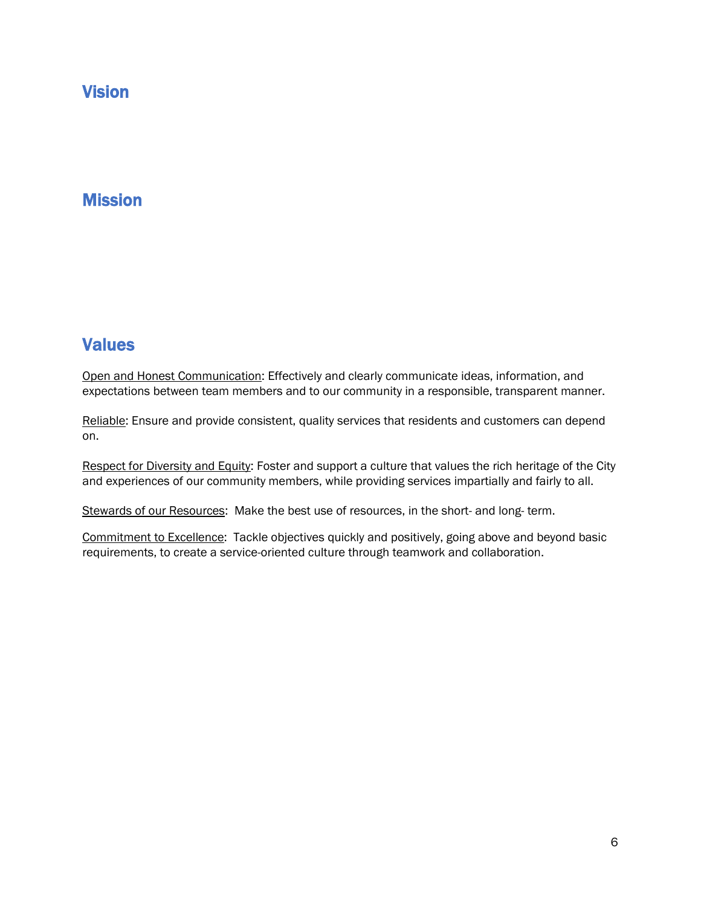## Vision

## Mission

## Values

<u>Open and Honest Communication</u>: Effectively and clearly communicate ideas, information, and expectations between team members and to our community in a responsible, transparent manner.

<u>Reliable</u>: Ensure and provide consistent, quality services that residents and customers can depend on.

<u>Respect for Diversity and Equity</u>: Foster and support a culture that values the rich heritage of the City and experiences of our community members, while providing services impartially and fairly to all.

<u>Stewards of our Resources</u>: Make the best use of resources, in the short- and long- term.

<u>Commitment to Excellence</u>: Tackle objectives quickly and positively, going above and beyond basic requirements, to create a service-oriented culture through teamwork and collaboration.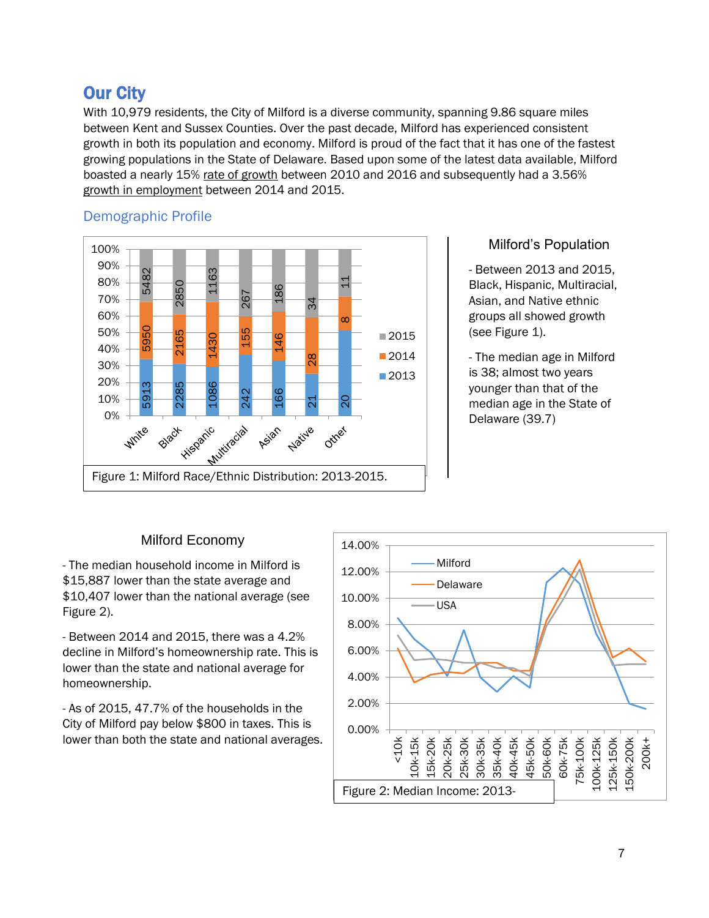# Our City

With 10,979 residents, the City of Milford is a diverse community, spanning 9.86 square miles between Kent and Sussex Counties. Over the past decade, Milford has experienced consistent growth in both its population and economy. Milford is proud of the fact that it has one of the fastest growing populations in the State of Delaware. Based upon some of the latest data available, Milford boasted a nearly 15% rate of growth between 2010 and 2016 and subsequently had a 3.56% growth in employment between 2014 and 2015.

## Demographic Profile

| | White | Black | Hispanic | Multiracial | Asian | Native | Other |
|---|---|---|---|---|---|---|---|
| 2013 | 5913 | 2285 | 1086 | 242 | 166 | 21 | 20 |
| 2014 | 5950 | 2165 | 1430 | 155 | 146 | 28 | 8 |
| 2015 | 5482 | 2850 | 1163 | 267 | 186 | 34 | 11 |

Figure 1: Milford Race/Ethnic Distribution: 2013-2015.

### Milford's Population

- Between 2013 and 2015, Black, Hispanic, Multiracial, Asian, and Native ethnic groups all showed growth (see Figure 1).
- The median age in Milford is 38; almost two years younger than that of the median age in the State of Delaware (39.7)

### Milford Economy

- The median household income in Milford is $15,887 lower than the state average and $10,407 lower than the national average (see Figure 2).
- Between 2014 and 2015, there was a 4.2% decline in Milford's homeownership rate. This is lower than the state and national average for homeownership.
- As of 2015, 47.7% of the households in the City of Milford pay below $800 in taxes. This is lower than both the state and national averages.

Figure 2: Median Income: 2013-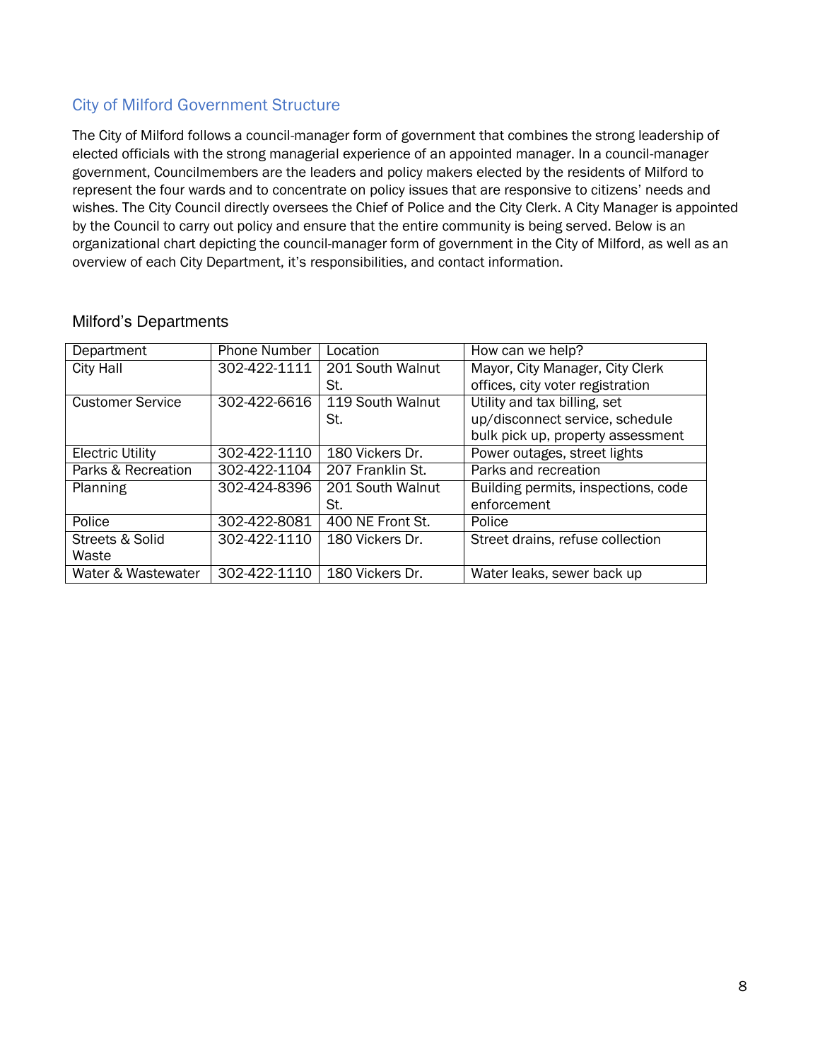## City of Milford Government Structure

The City of Milford follows a council-manager form of government that combines the strong leadership of elected officials with the strong managerial experience of an appointed manager. In a council-manager government, Councilmembers are the leaders and policy makers elected by the residents of Milford to represent the four wards and to concentrate on policy issues that are responsive to citizens' needs and wishes. The City Council directly oversees the Chief of Police and the City Clerk. A City Manager is appointed by the Council to carry out policy and ensure that the entire community is being served. Below is an organizational chart depicting the council-manager form of government in the City of Milford, as well as an overview of each City Department, it's responsibilities, and contact information.

### Milford's Departments

| Department | Phone Number | Location | How can we help? |
|---|---|---|---|
| City Hall | 302-422-1111 | 201 South Walnut St. | Mayor, City Manager, City Clerk offices, city voter registration |
| Customer Service | 302-422-6616 | 119 South Walnut St. | Utility and tax billing, set up/disconnect service, schedule bulk pick up, property assessment |
| Electric Utility | 302-422-1110 | 180 Vickers Dr. | Power outages, street lights |
| Parks & Recreation | 302-422-1104 | 207 Franklin St. | Parks and recreation |
| Planning | 302-424-8396 | 201 South Walnut St. | Building permits, inspections, code enforcement |
| Police | 302-422-8081 | 400 NE Front St. | Police |
| Streets & Solid Waste | 302-422-1110 | 180 Vickers Dr. | Street drains, refuse collection |
| Water & Wastewater | 302-422-1110 | 180 Vickers Dr. | Water leaks, sewer back up |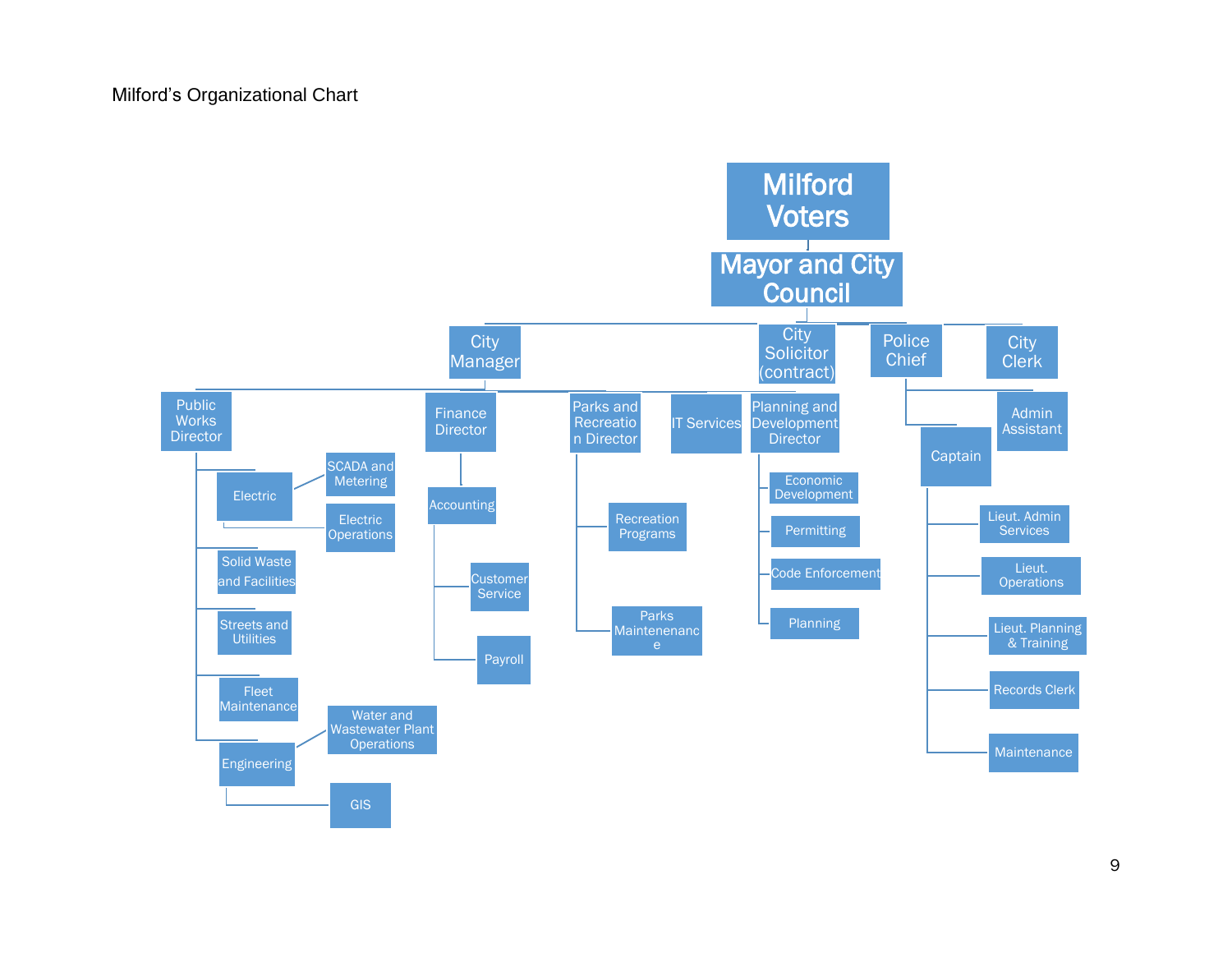Milford's Organizational Chart

- Milford Voters
  - Mayor and City Council
    - City Manager
      - Public Works Director
        - Electric
          - SCADA and Metering
          - Electric Operations
        - Solid Waste and Facilities
        - Streets and Utilities
        - Fleet Maintenance
        - Engineering
          - Water and Wastewater Plant Operations
          - GIS
      - Finance Director
        - Accounting
          - Customer Service
          - Payroll
      - Parks and Recreation Director
        - Recreation Programs
        - Parks Maintenenance
      - IT Services
      - Planning and Development Director
        - Economic Development
        - Permitting
        - Code Enforcement
        - Planning
    - City Solicitor (contract)
    - Police Chief
      - Admin Assistant
      - Captain
        - Lieut. Admin Services
        - Lieut. Operations
        - Lieut. Planning & Training
        - Records Clerk
        - Maintenance
    - City Clerk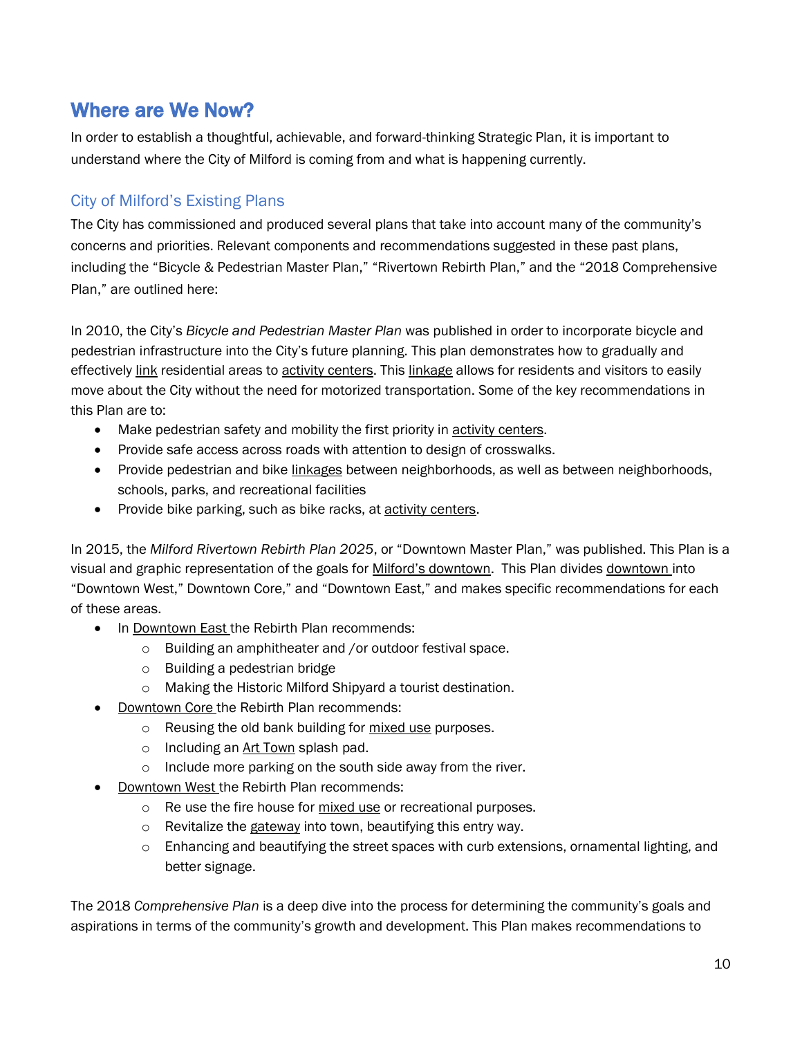## Where are We Now?

In order to establish a thoughtful, achievable, and forward-thinking Strategic Plan, it is important to understand where the City of Milford is coming from and what is happening currently.

### City of Milford's Existing Plans

The City has commissioned and produced several plans that take into account many of the community's concerns and priorities. Relevant components and recommendations suggested in these past plans, including the "Bicycle & Pedestrian Master Plan," "Rivertown Rebirth Plan," and the "2018 Comprehensive Plan," are outlined here:

In 2010, the City's *Bicycle and Pedestrian Master Plan* was published in order to incorporate bicycle and pedestrian infrastructure into the City's future planning. This plan demonstrates how to gradually and effectively link residential areas to activity centers. This linkage allows for residents and visitors to easily move about the City without the need for motorized transportation. Some of the key recommendations in this Plan are to:

- Make pedestrian safety and mobility the first priority in activity centers.
- Provide safe access across roads with attention to design of crosswalks.
- Provide pedestrian and bike linkages between neighborhoods, as well as between neighborhoods, schools, parks, and recreational facilities
- Provide bike parking, such as bike racks, at activity centers.

In 2015, the *Milford Rivertown Rebirth Plan 2025*, or "Downtown Master Plan," was published. This Plan is a visual and graphic representation of the goals for Milford's downtown. This Plan divides downtown into "Downtown West," Downtown Core," and "Downtown East," and makes specific recommendations for each of these areas.

- In Downtown East the Rebirth Plan recommends:
  - Building an amphitheater and /or outdoor festival space.
  - Building a pedestrian bridge
  - Making the Historic Milford Shipyard a tourist destination.
- Downtown Core the Rebirth Plan recommends:
  - Reusing the old bank building for mixed use purposes.
  - Including an Art Town splash pad.
  - Include more parking on the south side away from the river.
- Downtown West the Rebirth Plan recommends:
  - Re use the fire house for mixed use or recreational purposes.
  - Revitalize the gateway into town, beautifying this entry way.
  - Enhancing and beautifying the street spaces with curb extensions, ornamental lighting, and better signage.

The 2018 *Comprehensive Plan* is a deep dive into the process for determining the community's goals and aspirations in terms of the community's growth and development. This Plan makes recommendations to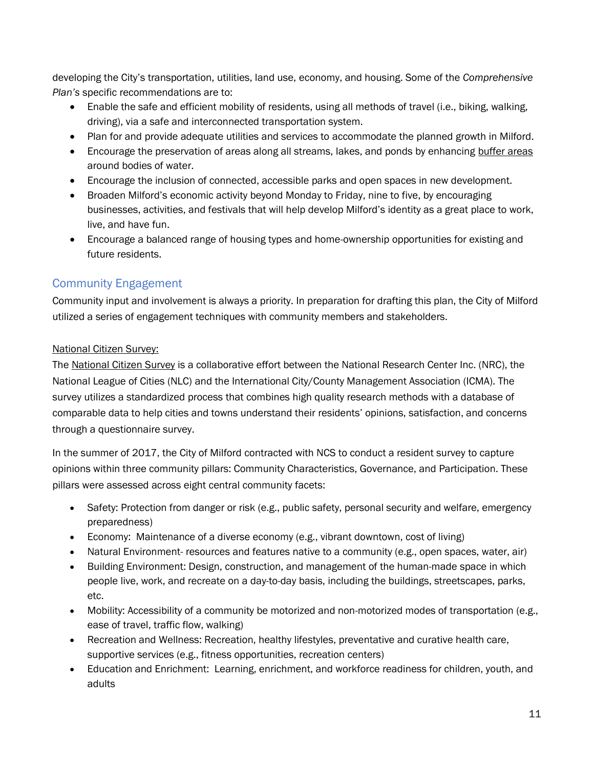developing the City's transportation, utilities, land use, economy, and housing. Some of the *Comprehensive Plan's* specific recommendations are to:

- Enable the safe and efficient mobility of residents, using all methods of travel (i.e., biking, walking, driving), via a safe and interconnected transportation system.
- Plan for and provide adequate utilities and services to accommodate the planned growth in Milford.
- Encourage the preservation of areas along all streams, lakes, and ponds by enhancing buffer areas around bodies of water.
- Encourage the inclusion of connected, accessible parks and open spaces in new development.
- Broaden Milford's economic activity beyond Monday to Friday, nine to five, by encouraging businesses, activities, and festivals that will help develop Milford's identity as a great place to work, live, and have fun.
- Encourage a balanced range of housing types and home-ownership opportunities for existing and future residents.

## Community Engagement

Community input and involvement is always a priority. In preparation for drafting this plan, the City of Milford utilized a series of engagement techniques with community members and stakeholders.

National Citizen Survey:

The National Citizen Survey is a collaborative effort between the National Research Center Inc. (NRC), the National League of Cities (NLC) and the International City/County Management Association (ICMA). The survey utilizes a standardized process that combines high quality research methods with a database of comparable data to help cities and towns understand their residents' opinions, satisfaction, and concerns through a questionnaire survey.

In the summer of 2017, the City of Milford contracted with NCS to conduct a resident survey to capture opinions within three community pillars: Community Characteristics, Governance, and Participation. These pillars were assessed across eight central community facets:

- Safety: Protection from danger or risk (e.g., public safety, personal security and welfare, emergency preparedness)
- Economy: Maintenance of a diverse economy (e.g., vibrant downtown, cost of living)
- Natural Environment- resources and features native to a community (e.g., open spaces, water, air)
- Building Environment: Design, construction, and management of the human-made space in which people live, work, and recreate on a day-to-day basis, including the buildings, streetscapes, parks, etc.
- Mobility: Accessibility of a community be motorized and non-motorized modes of transportation (e.g., ease of travel, traffic flow, walking)
- Recreation and Wellness: Recreation, healthy lifestyles, preventative and curative health care, supportive services (e.g., fitness opportunities, recreation centers)
- Education and Enrichment: Learning, enrichment, and workforce readiness for children, youth, and adults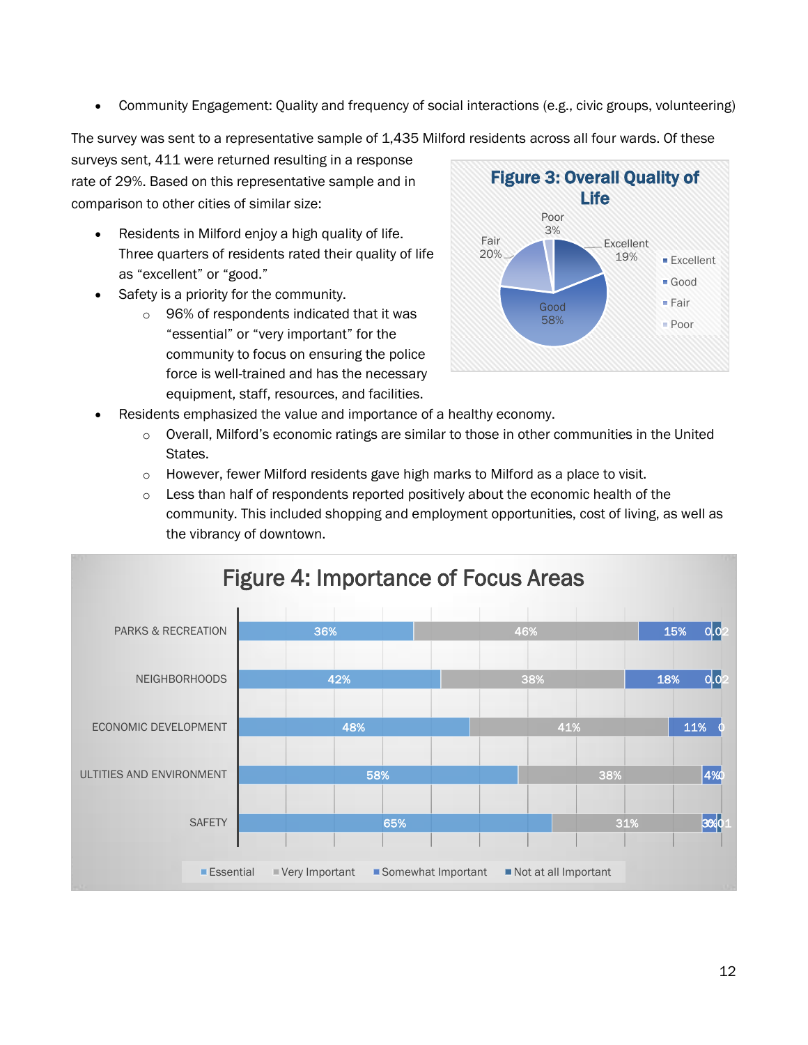- Community Engagement: Quality and frequency of social interactions (e.g., civic groups, volunteering)

The survey was sent to a representative sample of 1,435 Milford residents across all four wards. Of these surveys sent, 411 were returned resulting in a response rate of 29%. Based on this representative sample and in comparison to other cities of similar size:

- Residents in Milford enjoy a high quality of life. Three quarters of residents rated their quality of life as “excellent” or “good.”
- Safety is a priority for the community.
  - 96% of respondents indicated that it was “essential” or “very important” for the community to focus on ensuring the police force is well-trained and has the necessary equipment, staff, resources, and facilities.
- Residents emphasized the value and importance of a healthy economy.
  - Overall, Milford’s economic ratings are similar to those in other communities in the United States.
  - However, fewer Milford residents gave high marks to Milford as a place to visit.
  - Less than half of respondents reported positively about the economic health of the community. This included shopping and employment opportunities, cost of living, as well as the vibrancy of downtown.

**Figure 3: Overall Quality of Life**

| Rating | Percent |
|---|---|
| Excellent | 19% |
| Good | 58% |
| Fair | 20% |
| Poor | 3% |

**Figure 4: Importance of Focus Areas**

| Focus Area | Essential | Very Important | Somewhat Important | Not at all Important |
|---|---|---|---|---|
| PARKS & RECREATION | 36% | 46% | 15% | 0.02 |
| NEIGHBORHOODS | 42% | 38% | 18% | 0.02 |
| ECONOMIC DEVELOPMENT | 48% | 41% | 11% | 0 |
| ULTITIES AND ENVIRONMENT | 58% | 38% | 4% | 0 |
| SAFETY | 65% | 31% | 3% | 0.01 |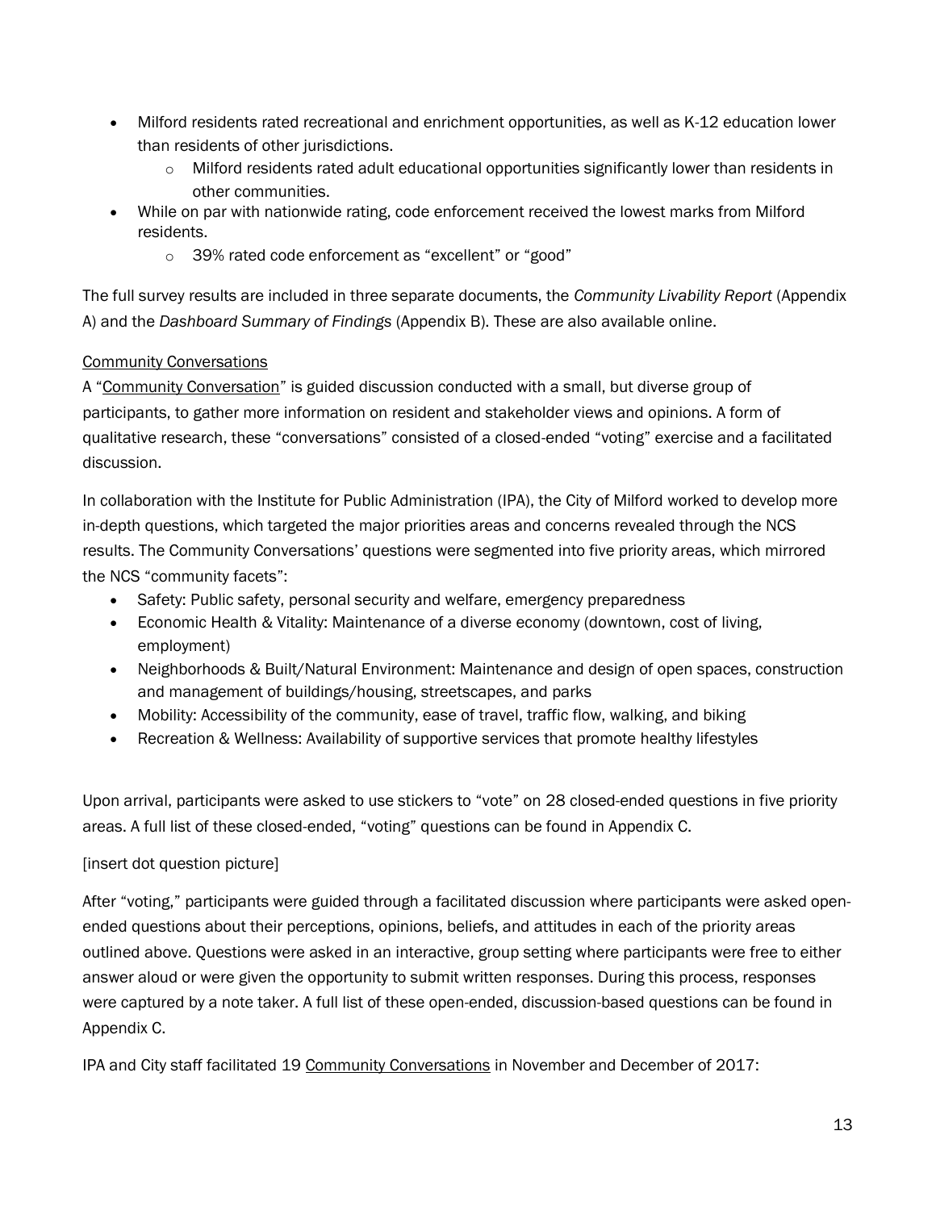- Milford residents rated recreational and enrichment opportunities, as well as K-12 education lower than residents of other jurisdictions.
  - Milford residents rated adult educational opportunities significantly lower than residents in other communities.
- While on par with nationwide rating, code enforcement received the lowest marks from Milford residents.
  - 39% rated code enforcement as "excellent" or "good"

The full survey results are included in three separate documents, the *Community Livability Report* (Appendix A) and the *Dashboard Summary of Findings* (Appendix B). These are also available online.

<u>Community Conversations</u>

A "<u>Community Conversation</u>" is guided discussion conducted with a small, but diverse group of participants, to gather more information on resident and stakeholder views and opinions. A form of qualitative research, these "conversations" consisted of a closed-ended "voting" exercise and a facilitated discussion.

In collaboration with the Institute for Public Administration (IPA), the City of Milford worked to develop more in-depth questions, which targeted the major priorities areas and concerns revealed through the NCS results. The Community Conversations' questions were segmented into five priority areas, which mirrored the NCS "community facets":

- Safety: Public safety, personal security and welfare, emergency preparedness
- Economic Health & Vitality: Maintenance of a diverse economy (downtown, cost of living, employment)
- Neighborhoods & Built/Natural Environment: Maintenance and design of open spaces, construction and management of buildings/housing, streetscapes, and parks
- Mobility: Accessibility of the community, ease of travel, traffic flow, walking, and biking
- Recreation & Wellness: Availability of supportive services that promote healthy lifestyles

Upon arrival, participants were asked to use stickers to "vote" on 28 closed-ended questions in five priority areas. A full list of these closed-ended, "voting" questions can be found in Appendix C.

[insert dot question picture]

After "voting," participants were guided through a facilitated discussion where participants were asked open-ended questions about their perceptions, opinions, beliefs, and attitudes in each of the priority areas outlined above. Questions were asked in an interactive, group setting where participants were free to either answer aloud or were given the opportunity to submit written responses. During this process, responses were captured by a note taker. A full list of these open-ended, discussion-based questions can be found in Appendix C.

IPA and City staff facilitated 19 <u>Community Conversations</u> in November and December of 2017: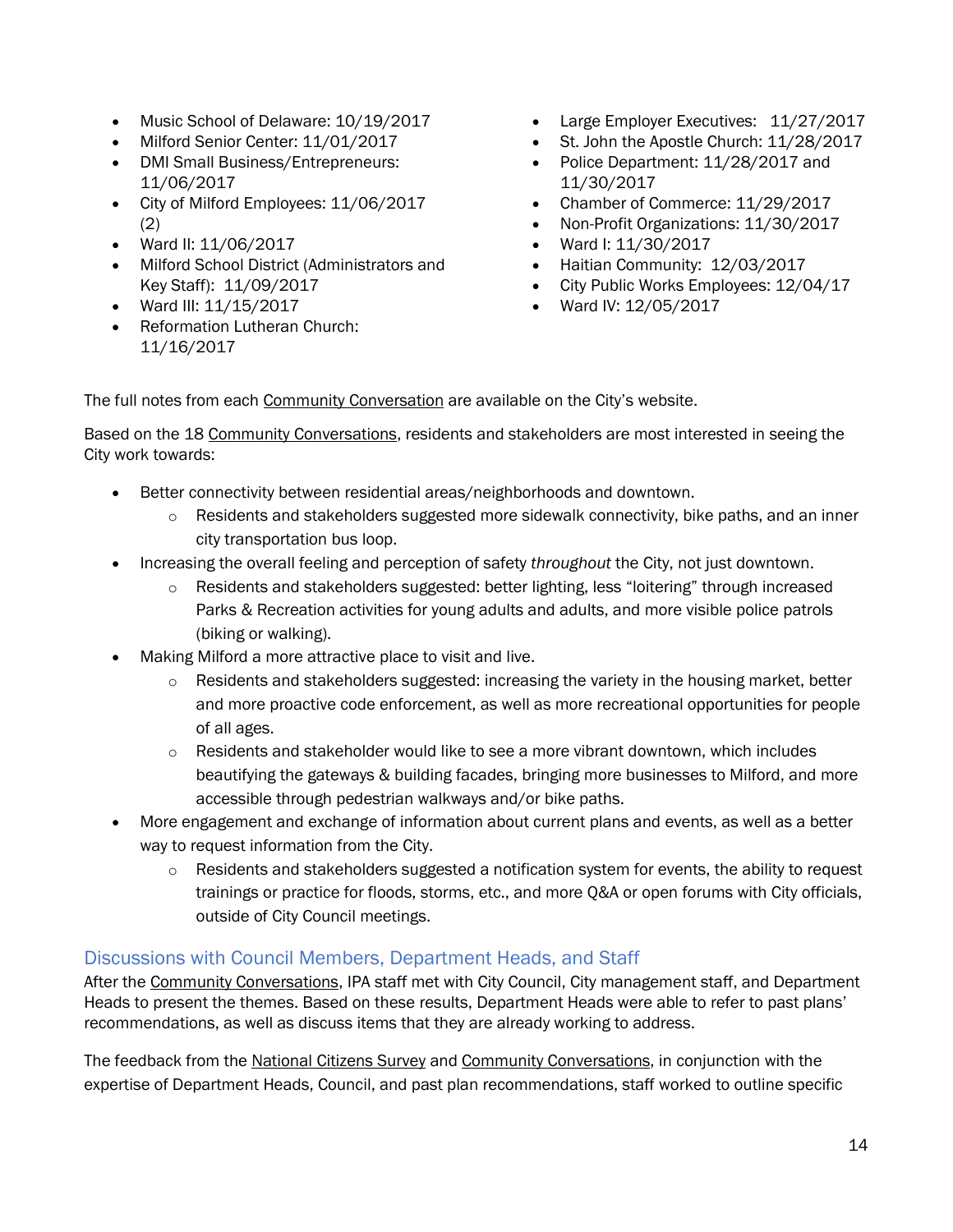- Music School of Delaware: 10/19/2017
- Milford Senior Center: 11/01/2017
- DMI Small Business/Entrepreneurs: 11/06/2017
- City of Milford Employees: 11/06/2017 (2)
- Ward II: 11/06/2017
- Milford School District (Administrators and Key Staff): 11/09/2017
- Ward III: 11/15/2017
- Reformation Lutheran Church: 11/16/2017
- Large Employer Executives: 11/27/2017
- St. John the Apostle Church: 11/28/2017
- Police Department: 11/28/2017 and 11/30/2017
- Chamber of Commerce: 11/29/2017
- Non-Profit Organizations: 11/30/2017
- Ward I: 11/30/2017
- Haitian Community: 12/03/2017
- City Public Works Employees: 12/04/17
- Ward IV: 12/05/2017

The full notes from each Community Conversation are available on the City's website.

Based on the 18 Community Conversations, residents and stakeholders are most interested in seeing the City work towards:

- Better connectivity between residential areas/neighborhoods and downtown.
  - Residents and stakeholders suggested more sidewalk connectivity, bike paths, and an inner city transportation bus loop.
- Increasing the overall feeling and perception of safety *throughout* the City, not just downtown.
  - Residents and stakeholders suggested: better lighting, less "loitering" through increased Parks & Recreation activities for young adults and adults, and more visible police patrols (biking or walking).
- Making Milford a more attractive place to visit and live.
  - Residents and stakeholders suggested: increasing the variety in the housing market, better and more proactive code enforcement, as well as more recreational opportunities for people of all ages.
  - Residents and stakeholder would like to see a more vibrant downtown, which includes beautifying the gateways & building facades, bringing more businesses to Milford, and more accessible through pedestrian walkways and/or bike paths.
- More engagement and exchange of information about current plans and events, as well as a better way to request information from the City.
  - Residents and stakeholders suggested a notification system for events, the ability to request trainings or practice for floods, storms, etc., and more Q&A or open forums with City officials, outside of City Council meetings.

## Discussions with Council Members, Department Heads, and Staff

After the Community Conversations, IPA staff met with City Council, City management staff, and Department Heads to present the themes. Based on these results, Department Heads were able to refer to past plans' recommendations, as well as discuss items that they are already working to address.

The feedback from the National Citizens Survey and Community Conversations, in conjunction with the expertise of Department Heads, Council, and past plan recommendations, staff worked to outline specific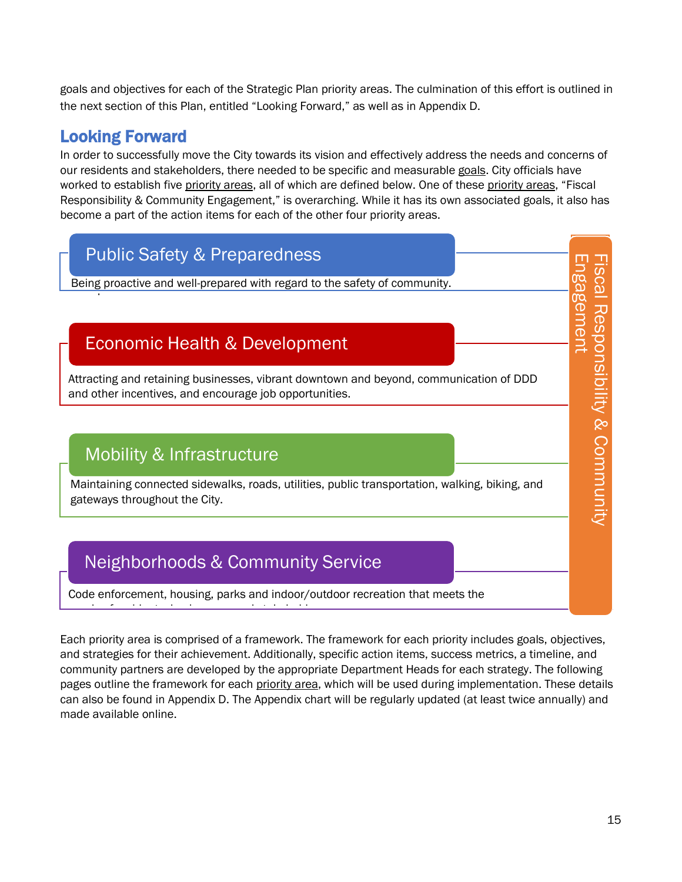goals and objectives for each of the Strategic Plan priority areas. The culmination of this effort is outlined in the next section of this Plan, entitled "Looking Forward," as well as in Appendix D.

## Looking Forward

In order to successfully move the City towards its vision and effectively address the needs and concerns of our residents and stakeholders, there needed to be specific and measurable goals. City officials have worked to establish five priority areas, all of which are defined below. One of these priority areas, "Fiscal Responsibility & Community Engagement," is overarching. While it has its own associated goals, it also has become a part of the action items for each of the other four priority areas.

### Public Safety & Preparedness

Being proactive and well-prepared with regard to the safety of community.

### Economic Health & Development

Attracting and retaining businesses, vibrant downtown and beyond, communication of DDD and other incentives, and encourage job opportunities.

### Mobility & Infrastructure

Maintaining connected sidewalks, roads, utilities, public transportation, walking, biking, and gateways throughout the City.

### Neighborhoods & Community Service

Code enforcement, housing, parks and indoor/outdoor recreation that meets the

### Fiscal Responsibility & Community Engagement

Each priority area is comprised of a framework. The framework for each priority includes goals, objectives, and strategies for their achievement. Additionally, specific action items, success metrics, a timeline, and community partners are developed by the appropriate Department Heads for each strategy. The following pages outline the framework for each priority area, which will be used during implementation. These details can also be found in Appendix D. The Appendix chart will be regularly updated (at least twice annually) and made available online.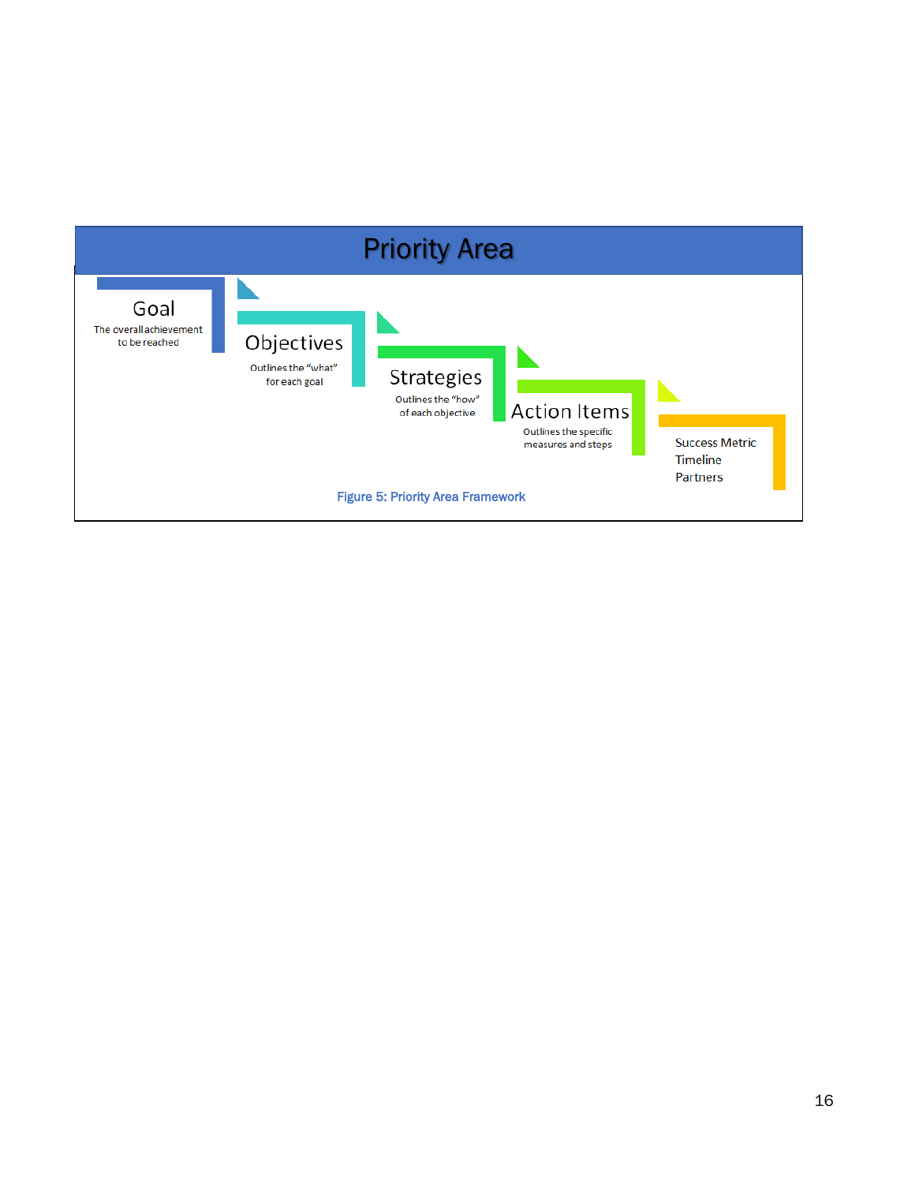Priority Area

Goal
The overall achievement to be reached

Objectives
Outlines the "what" for each goal

Strategies
Outlines the "how" of each objective

Action Items
Outlines the specific measures and steps

Success Metric
Timeline
Partners

Figure 5: Priority Area Framework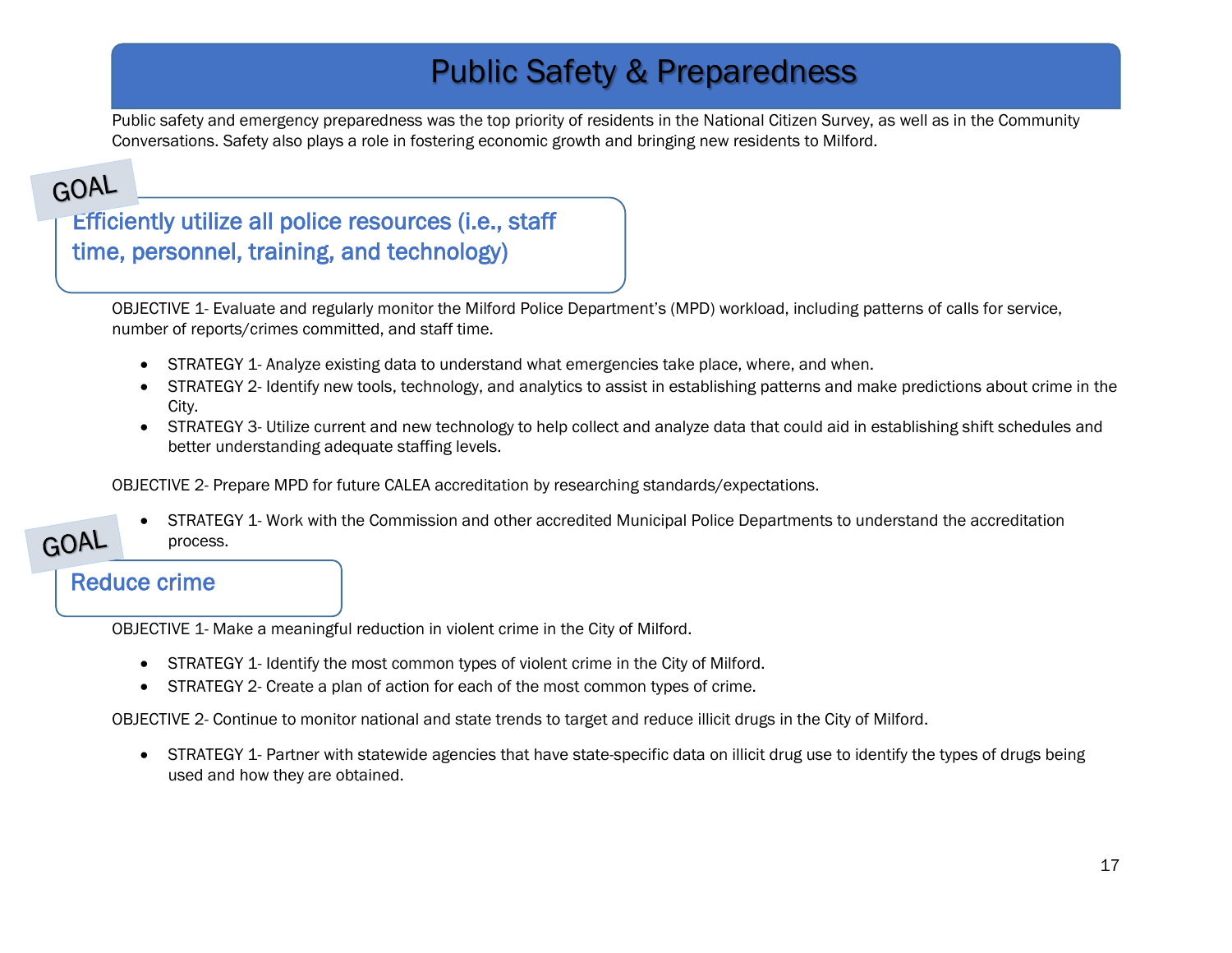# Public Safety & Preparedness

Public safety and emergency preparedness was the top priority of residents in the National Citizen Survey, as well as in the Community Conversations. Safety also plays a role in fostering economic growth and bringing new residents to Milford.

GOAL

## Efficiently utilize all police resources (i.e., staff time, personnel, training, and technology)

OBJECTIVE 1- Evaluate and regularly monitor the Milford Police Department's (MPD) workload, including patterns of calls for service, number of reports/crimes committed, and staff time.

- STRATEGY 1- Analyze existing data to understand what emergencies take place, where, and when.
- STRATEGY 2- Identify new tools, technology, and analytics to assist in establishing patterns and make predictions about crime in the City.
- STRATEGY 3- Utilize current and new technology to help collect and analyze data that could aid in establishing shift schedules and better understanding adequate staffing levels.

OBJECTIVE 2- Prepare MPD for future CALEA accreditation by researching standards/expectations.

- STRATEGY 1- Work with the Commission and other accredited Municipal Police Departments to understand the accreditation process.

GOAL

## Reduce crime

OBJECTIVE 1- Make a meaningful reduction in violent crime in the City of Milford.

- STRATEGY 1- Identify the most common types of violent crime in the City of Milford.
- STRATEGY 2- Create a plan of action for each of the most common types of crime.

OBJECTIVE 2- Continue to monitor national and state trends to target and reduce illicit drugs in the City of Milford.

- STRATEGY 1- Partner with statewide agencies that have state-specific data on illicit drug use to identify the types of drugs being used and how they are obtained.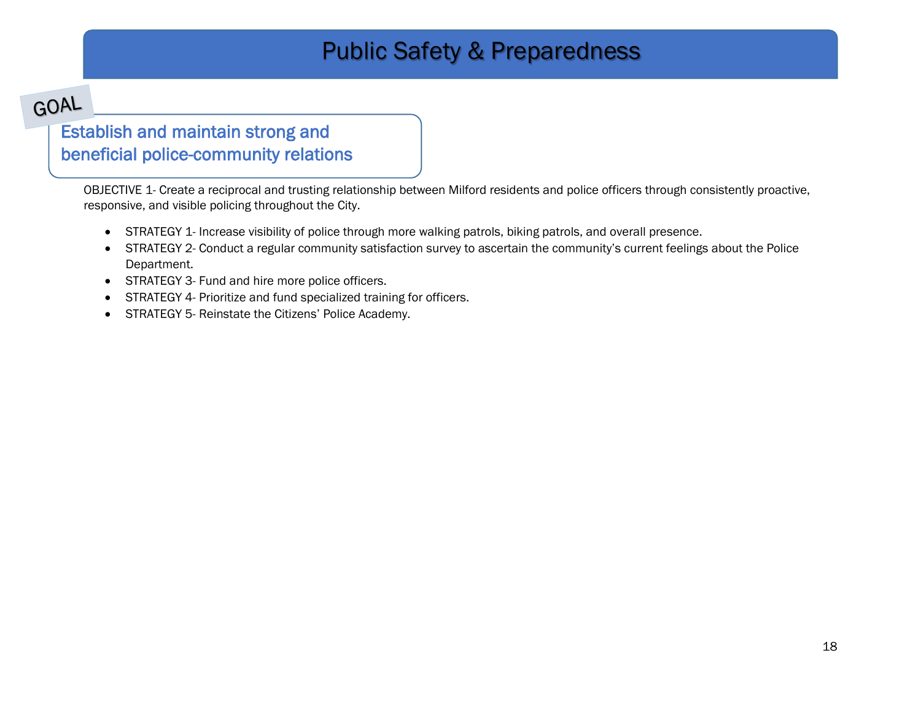# Public Safety & Preparedness

GOAL

## Establish and maintain strong and beneficial police-community relations

OBJECTIVE 1- Create a reciprocal and trusting relationship between Milford residents and police officers through consistently proactive, responsive, and visible policing throughout the City.

- STRATEGY 1- Increase visibility of police through more walking patrols, biking patrols, and overall presence.
- STRATEGY 2- Conduct a regular community satisfaction survey to ascertain the community's current feelings about the Police Department.
- STRATEGY 3- Fund and hire more police officers.
- STRATEGY 4- Prioritize and fund specialized training for officers.
- STRATEGY 5- Reinstate the Citizens' Police Academy.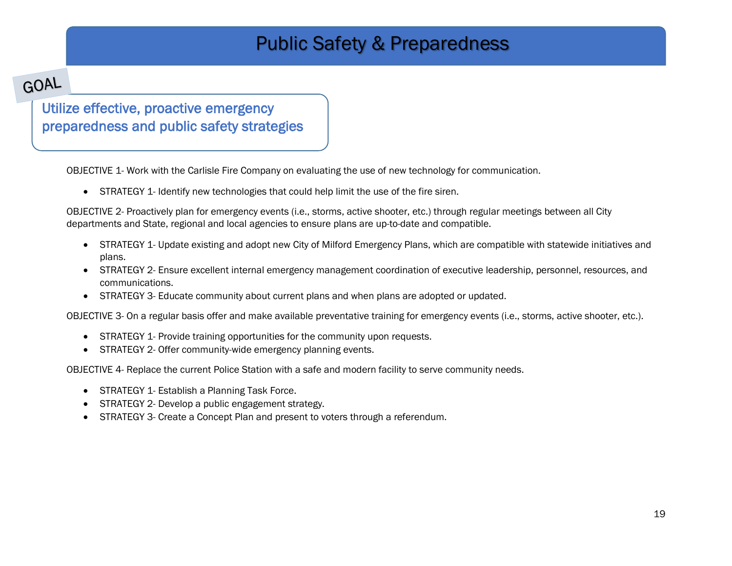# Public Safety & Preparedness

GOAL

**Utilize effective, proactive emergency preparedness and public safety strategies**

OBJECTIVE 1- Work with the Carlisle Fire Company on evaluating the use of new technology for communication.

- STRATEGY 1- Identify new technologies that could help limit the use of the fire siren.

OBJECTIVE 2- Proactively plan for emergency events (i.e., storms, active shooter, etc.) through regular meetings between all City departments and State, regional and local agencies to ensure plans are up-to-date and compatible.

- STRATEGY 1- Update existing and adopt new City of Milford Emergency Plans, which are compatible with statewide initiatives and plans.
- STRATEGY 2- Ensure excellent internal emergency management coordination of executive leadership, personnel, resources, and communications.
- STRATEGY 3- Educate community about current plans and when plans are adopted or updated.

OBJECTIVE 3- On a regular basis offer and make available preventative training for emergency events (i.e., storms, active shooter, etc.).

- STRATEGY 1- Provide training opportunities for the community upon requests.
- STRATEGY 2- Offer community-wide emergency planning events.

OBJECTIVE 4- Replace the current Police Station with a safe and modern facility to serve community needs.

- STRATEGY 1- Establish a Planning Task Force.
- STRATEGY 2- Develop a public engagement strategy.
- STRATEGY 3- Create a Concept Plan and present to voters through a referendum.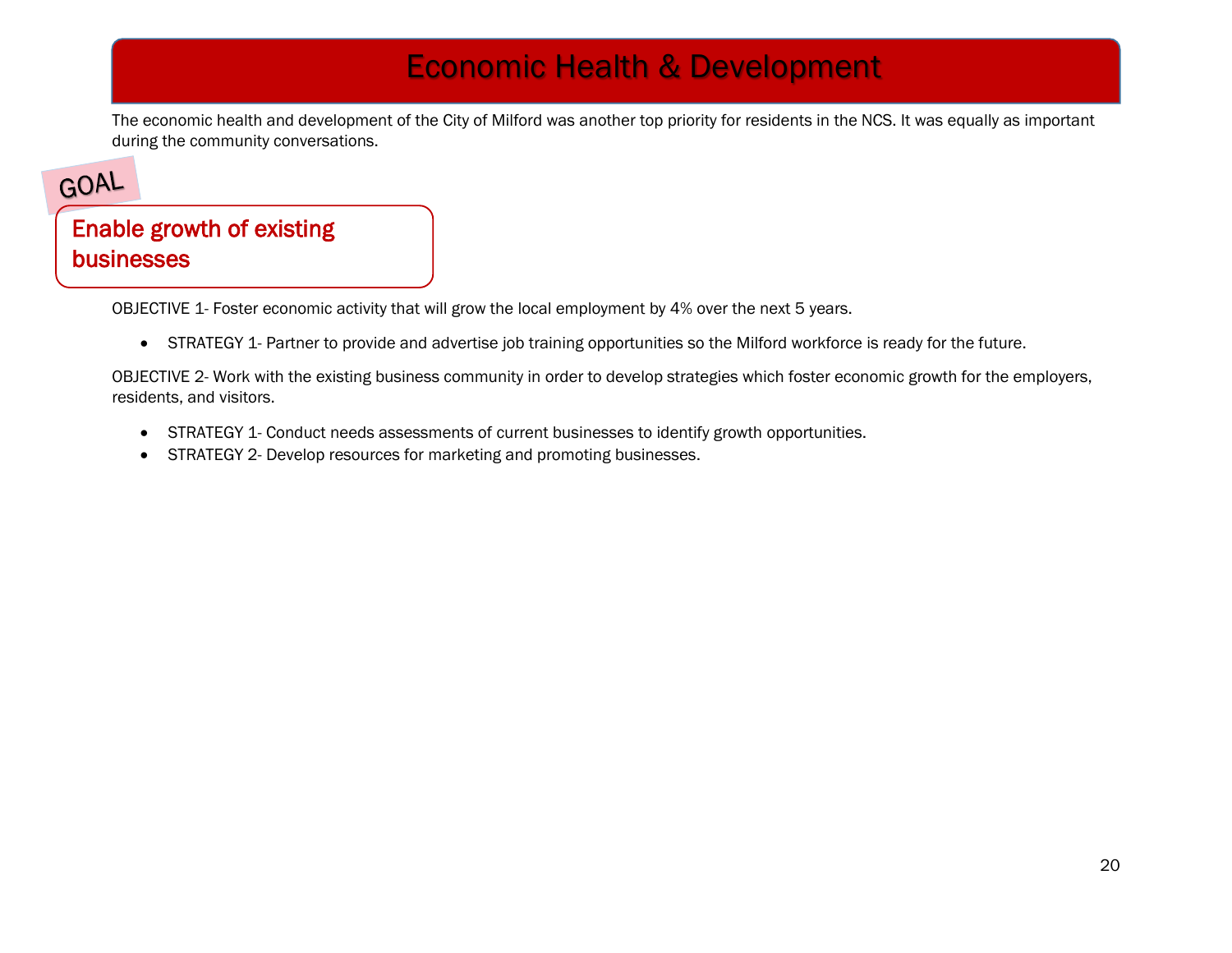# Economic Health & Development

The economic health and development of the City of Milford was another top priority for residents in the NCS. It was equally as important during the community conversations.

GOAL

## Enable growth of existing businesses

OBJECTIVE 1- Foster economic activity that will grow the local employment by 4% over the next 5 years.

- STRATEGY 1- Partner to provide and advertise job training opportunities so the Milford workforce is ready for the future.

OBJECTIVE 2- Work with the existing business community in order to develop strategies which foster economic growth for the employers, residents, and visitors.

- STRATEGY 1- Conduct needs assessments of current businesses to identify growth opportunities.
- STRATEGY 2- Develop resources for marketing and promoting businesses.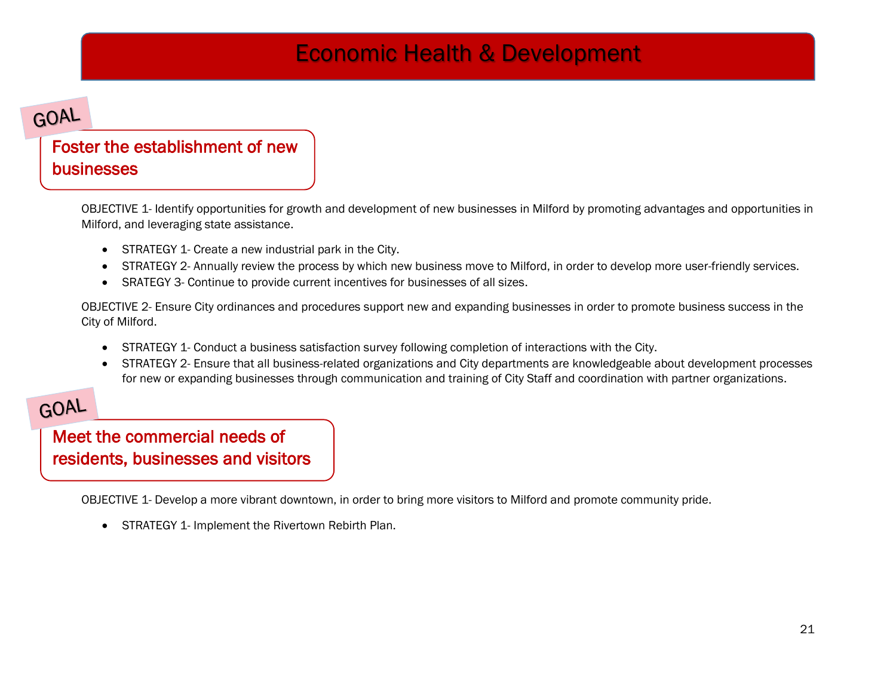# Economic Health & Development

GOAL

## Foster the establishment of new businesses

OBJECTIVE 1- Identify opportunities for growth and development of new businesses in Milford by promoting advantages and opportunities in Milford, and leveraging state assistance.

- STRATEGY 1- Create a new industrial park in the City.
- STRATEGY 2- Annually review the process by which new business move to Milford, in order to develop more user-friendly services.
- SRATEGY 3- Continue to provide current incentives for businesses of all sizes.

OBJECTIVE 2- Ensure City ordinances and procedures support new and expanding businesses in order to promote business success in the City of Milford.

- STRATEGY 1- Conduct a business satisfaction survey following completion of interactions with the City.
- STRATEGY 2- Ensure that all business-related organizations and City departments are knowledgeable about development processes for new or expanding businesses through communication and training of City Staff and coordination with partner organizations.

GOAL

## Meet the commercial needs of residents, businesses and visitors

OBJECTIVE 1- Develop a more vibrant downtown, in order to bring more visitors to Milford and promote community pride.

- STRATEGY 1- Implement the Rivertown Rebirth Plan.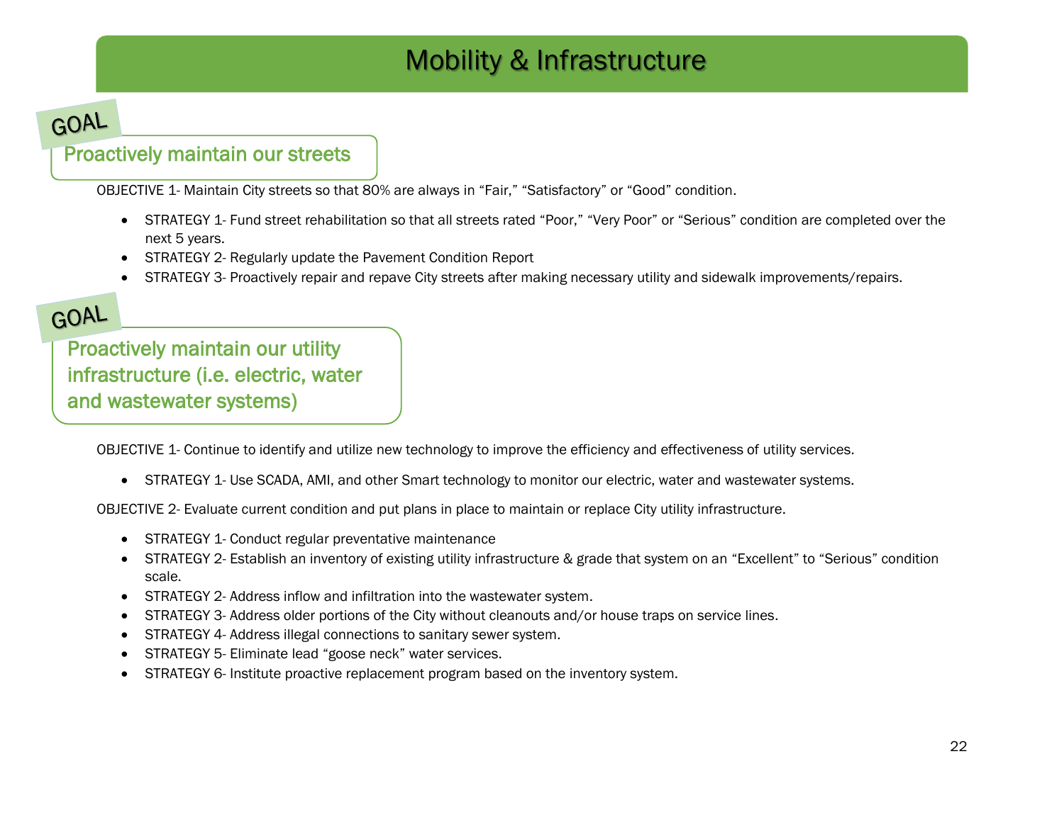# Mobility & Infrastructure

## GOAL

### Proactively maintain our streets

OBJECTIVE 1- Maintain City streets so that 80% are always in “Fair,” “Satisfactory” or “Good” condition.

- STRATEGY 1- Fund street rehabilitation so that all streets rated “Poor,” “Very Poor” or “Serious” condition are completed over the next 5 years.
- STRATEGY 2- Regularly update the Pavement Condition Report
- STRATEGY 3- Proactively repair and repave City streets after making necessary utility and sidewalk improvements/repairs.

## GOAL

### Proactively maintain our utility infrastructure (i.e. electric, water and wastewater systems)

OBJECTIVE 1- Continue to identify and utilize new technology to improve the efficiency and effectiveness of utility services.

- STRATEGY 1- Use SCADA, AMI, and other Smart technology to monitor our electric, water and wastewater systems.

OBJECTIVE 2- Evaluate current condition and put plans in place to maintain or replace City utility infrastructure.

- STRATEGY 1- Conduct regular preventative maintenance
- STRATEGY 2- Establish an inventory of existing utility infrastructure & grade that system on an “Excellent” to “Serious” condition scale.
- STRATEGY 2- Address inflow and infiltration into the wastewater system.
- STRATEGY 3- Address older portions of the City without cleanouts and/or house traps on service lines.
- STRATEGY 4- Address illegal connections to sanitary sewer system.
- STRATEGY 5- Eliminate lead “goose neck” water services.
- STRATEGY 6- Institute proactive replacement program based on the inventory system.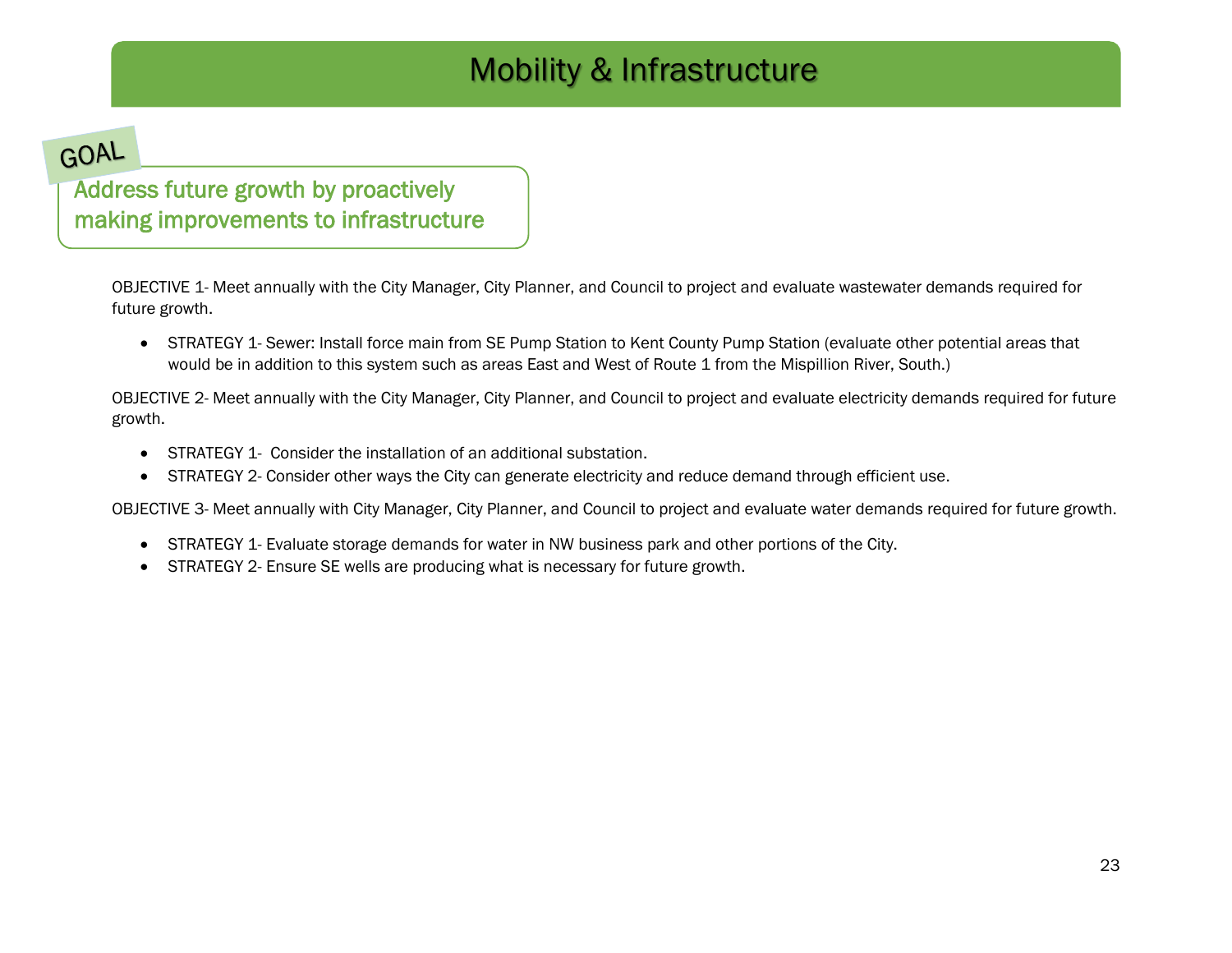# Mobility & Infrastructure

GOAL

## Address future growth by proactively making improvements to infrastructure

OBJECTIVE 1- Meet annually with the City Manager, City Planner, and Council to project and evaluate wastewater demands required for future growth.

- STRATEGY 1- Sewer: Install force main from SE Pump Station to Kent County Pump Station (evaluate other potential areas that would be in addition to this system such as areas East and West of Route 1 from the Mispillion River, South.)

OBJECTIVE 2- Meet annually with the City Manager, City Planner, and Council to project and evaluate electricity demands required for future growth.

- STRATEGY 1- Consider the installation of an additional substation.
- STRATEGY 2- Consider other ways the City can generate electricity and reduce demand through efficient use.

OBJECTIVE 3- Meet annually with City Manager, City Planner, and Council to project and evaluate water demands required for future growth.

- STRATEGY 1- Evaluate storage demands for water in NW business park and other portions of the City.
- STRATEGY 2- Ensure SE wells are producing what is necessary for future growth.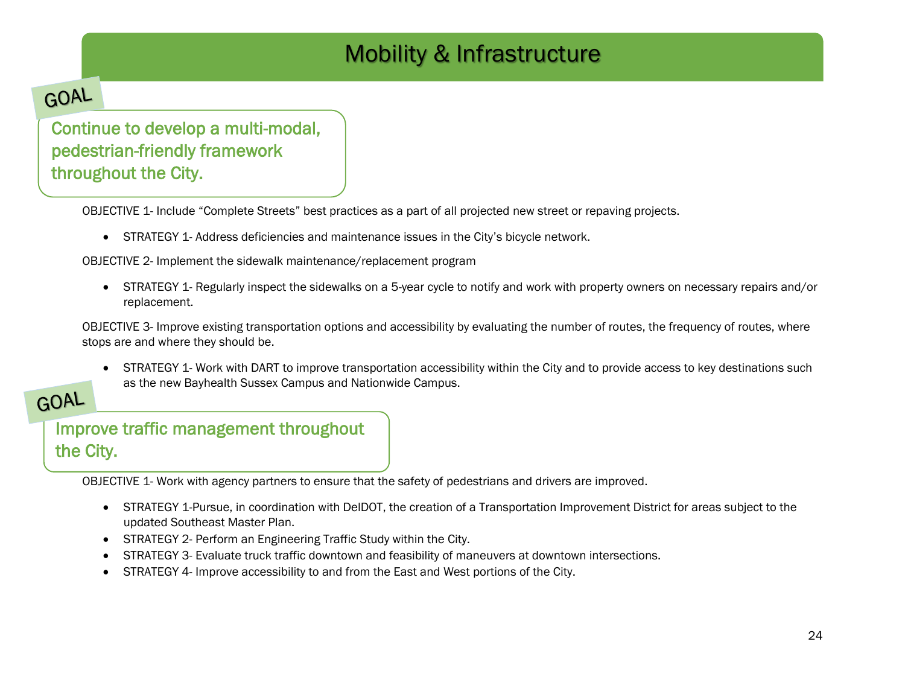# Mobility & Infrastructure

GOAL

## Continue to develop a multi-modal, pedestrian-friendly framework throughout the City.

OBJECTIVE 1- Include "Complete Streets" best practices as a part of all projected new street or repaving projects.

- STRATEGY 1- Address deficiencies and maintenance issues in the City's bicycle network.

OBJECTIVE 2- Implement the sidewalk maintenance/replacement program

- STRATEGY 1- Regularly inspect the sidewalks on a 5-year cycle to notify and work with property owners on necessary repairs and/or replacement.

OBJECTIVE 3- Improve existing transportation options and accessibility by evaluating the number of routes, the frequency of routes, where stops are and where they should be.

- STRATEGY 1- Work with DART to improve transportation accessibility within the City and to provide access to key destinations such as the new Bayhealth Sussex Campus and Nationwide Campus.

GOAL

## Improve traffic management throughout the City.

OBJECTIVE 1- Work with agency partners to ensure that the safety of pedestrians and drivers are improved.

- STRATEGY 1-Pursue, in coordination with DelDOT, the creation of a Transportation Improvement District for areas subject to the updated Southeast Master Plan.
- STRATEGY 2- Perform an Engineering Traffic Study within the City.
- STRATEGY 3- Evaluate truck traffic downtown and feasibility of maneuvers at downtown intersections.
- STRATEGY 4- Improve accessibility to and from the East and West portions of the City.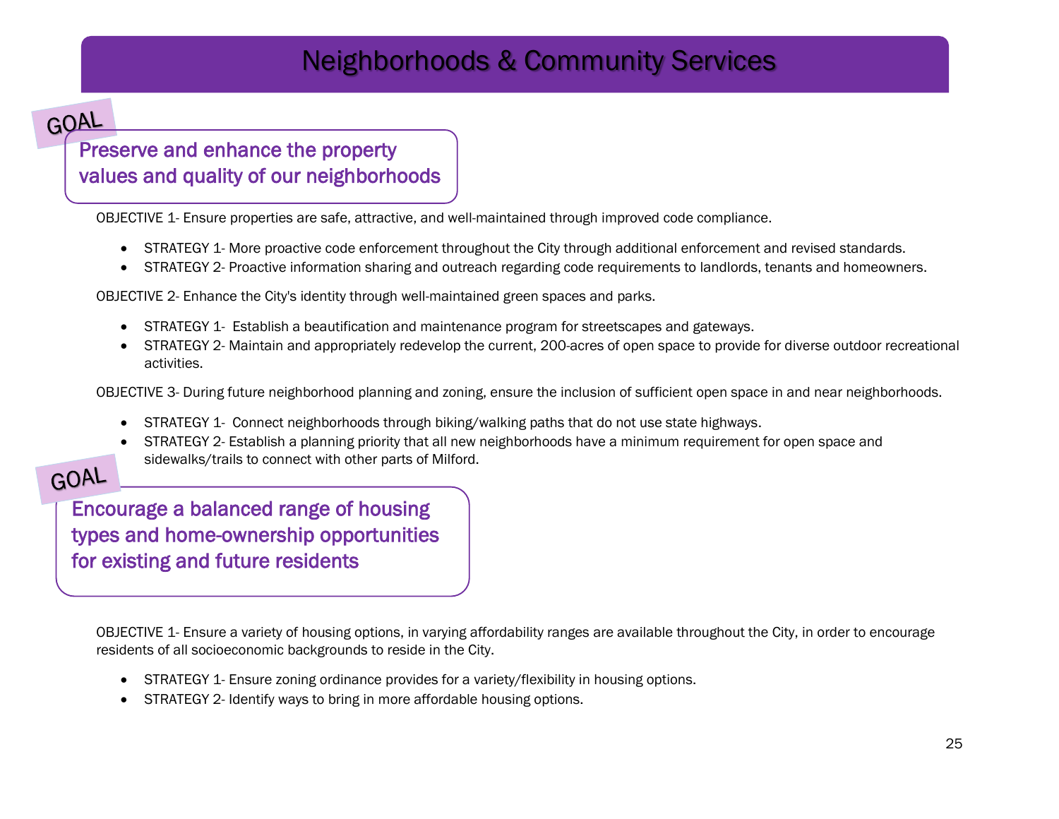# Neighborhoods & Community Services

GOAL

## Preserve and enhance the property values and quality of our neighborhoods

OBJECTIVE 1- Ensure properties are safe, attractive, and well-maintained through improved code compliance.

- STRATEGY 1- More proactive code enforcement throughout the City through additional enforcement and revised standards.
- STRATEGY 2- Proactive information sharing and outreach regarding code requirements to landlords, tenants and homeowners.

OBJECTIVE 2- Enhance the City's identity through well-maintained green spaces and parks.

- STRATEGY 1- Establish a beautification and maintenance program for streetscapes and gateways.
- STRATEGY 2- Maintain and appropriately redevelop the current, 200-acres of open space to provide for diverse outdoor recreational activities.

OBJECTIVE 3- During future neighborhood planning and zoning, ensure the inclusion of sufficient open space in and near neighborhoods.

- STRATEGY 1- Connect neighborhoods through biking/walking paths that do not use state highways.
- STRATEGY 2- Establish a planning priority that all new neighborhoods have a minimum requirement for open space and sidewalks/trails to connect with other parts of Milford.

GOAL

## Encourage a balanced range of housing types and home-ownership opportunities for existing and future residents

OBJECTIVE 1- Ensure a variety of housing options, in varying affordability ranges are available throughout the City, in order to encourage residents of all socioeconomic backgrounds to reside in the City.

- STRATEGY 1- Ensure zoning ordinance provides for a variety/flexibility in housing options.
- STRATEGY 2- Identify ways to bring in more affordable housing options.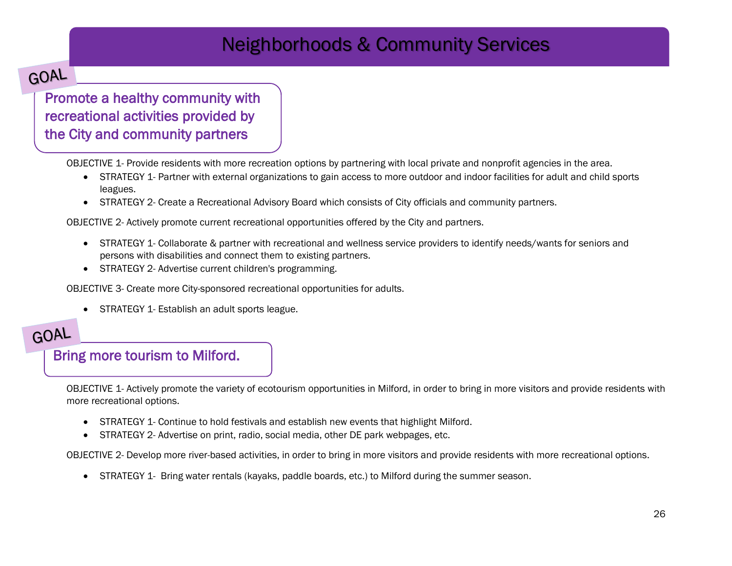# Neighborhoods & Community Services

GOAL

## Promote a healthy community with recreational activities provided by the City and community partners

OBJECTIVE 1- Provide residents with more recreation options by partnering with local private and nonprofit agencies in the area.

- STRATEGY 1- Partner with external organizations to gain access to more outdoor and indoor facilities for adult and child sports leagues.
- STRATEGY 2- Create a Recreational Advisory Board which consists of City officials and community partners.

OBJECTIVE 2- Actively promote current recreational opportunities offered by the City and partners.

- STRATEGY 1- Collaborate & partner with recreational and wellness service providers to identify needs/wants for seniors and persons with disabilities and connect them to existing partners.
- STRATEGY 2- Advertise current children's programming.

OBJECTIVE 3- Create more City-sponsored recreational opportunities for adults.

- STRATEGY 1- Establish an adult sports league.

GOAL

## Bring more tourism to Milford.

OBJECTIVE 1- Actively promote the variety of ecotourism opportunities in Milford, in order to bring in more visitors and provide residents with more recreational options.

- STRATEGY 1- Continue to hold festivals and establish new events that highlight Milford.
- STRATEGY 2- Advertise on print, radio, social media, other DE park webpages, etc.

OBJECTIVE 2- Develop more river-based activities, in order to bring in more visitors and provide residents with more recreational options.

- STRATEGY 1- Bring water rentals (kayaks, paddle boards, etc.) to Milford during the summer season.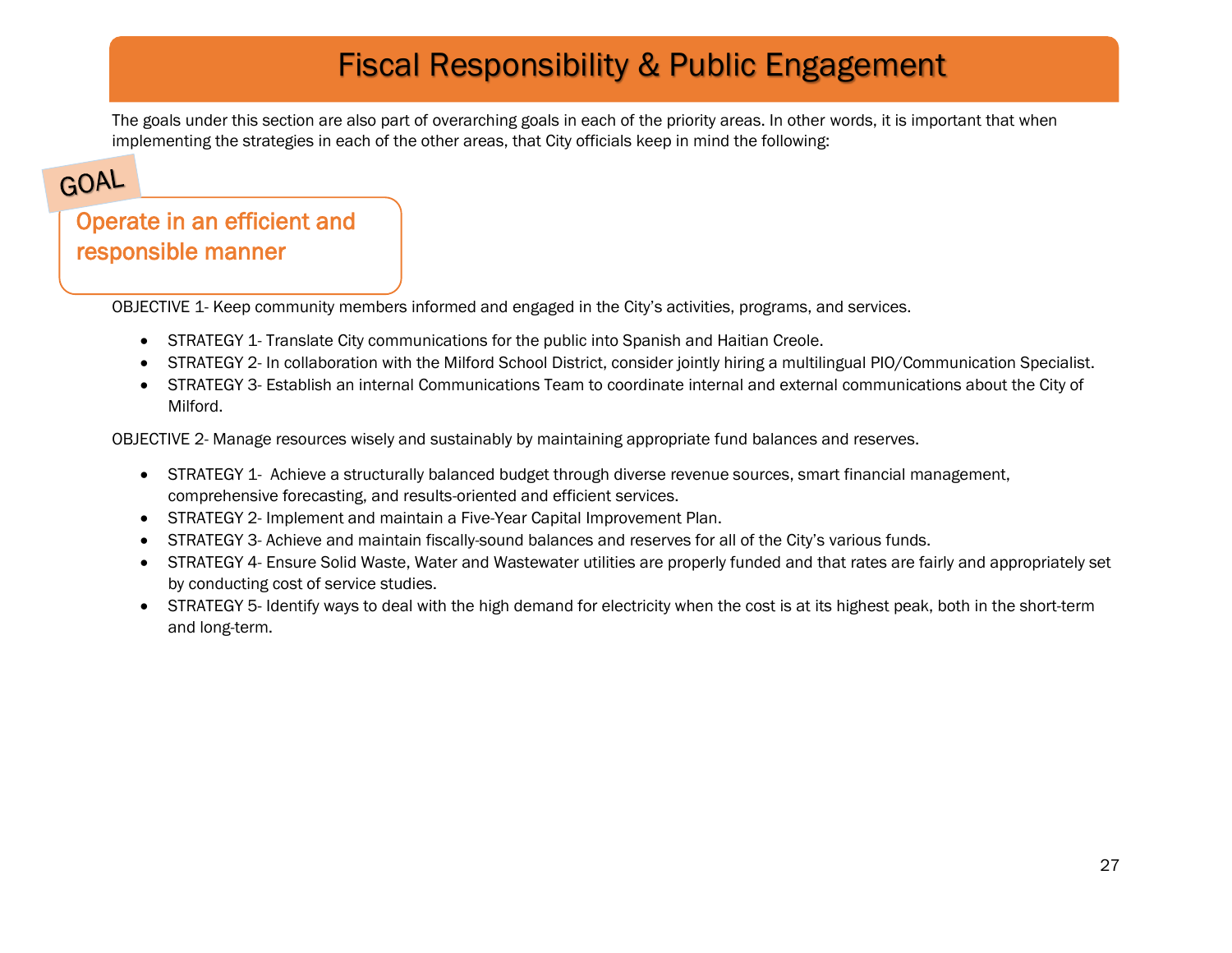# Fiscal Responsibility & Public Engagement

The goals under this section are also part of overarching goals in each of the priority areas. In other words, it is important that when implementing the strategies in each of the other areas, that City officials keep in mind the following:

**GOAL**

## Operate in an efficient and responsible manner

OBJECTIVE 1- Keep community members informed and engaged in the City's activities, programs, and services.

- STRATEGY 1- Translate City communications for the public into Spanish and Haitian Creole.
- STRATEGY 2- In collaboration with the Milford School District, consider jointly hiring a multilingual PIO/Communication Specialist.
- STRATEGY 3- Establish an internal Communications Team to coordinate internal and external communications about the City of Milford.

OBJECTIVE 2- Manage resources wisely and sustainably by maintaining appropriate fund balances and reserves.

- STRATEGY 1- Achieve a structurally balanced budget through diverse revenue sources, smart financial management, comprehensive forecasting, and results-oriented and efficient services.
- STRATEGY 2- Implement and maintain a Five-Year Capital Improvement Plan.
- STRATEGY 3- Achieve and maintain fiscally-sound balances and reserves for all of the City's various funds.
- STRATEGY 4- Ensure Solid Waste, Water and Wastewater utilities are properly funded and that rates are fairly and appropriately set by conducting cost of service studies.
- STRATEGY 5- Identify ways to deal with the high demand for electricity when the cost is at its highest peak, both in the short-term and long-term.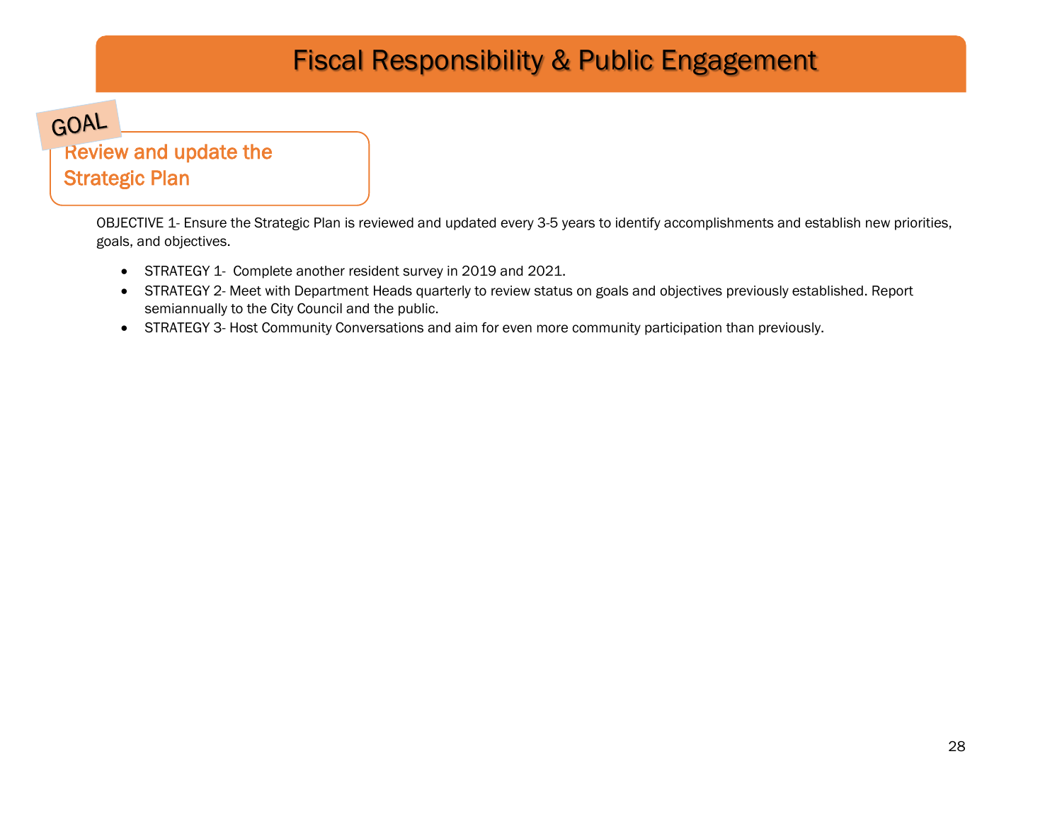# Fiscal Responsibility & Public Engagement

GOAL

## Review and update the Strategic Plan

OBJECTIVE 1- Ensure the Strategic Plan is reviewed and updated every 3-5 years to identify accomplishments and establish new priorities, goals, and objectives.

- STRATEGY 1- Complete another resident survey in 2019 and 2021.
- STRATEGY 2- Meet with Department Heads quarterly to review status on goals and objectives previously established. Report semiannually to the City Council and the public.
- STRATEGY 3- Host Community Conversations and aim for even more community participation than previously.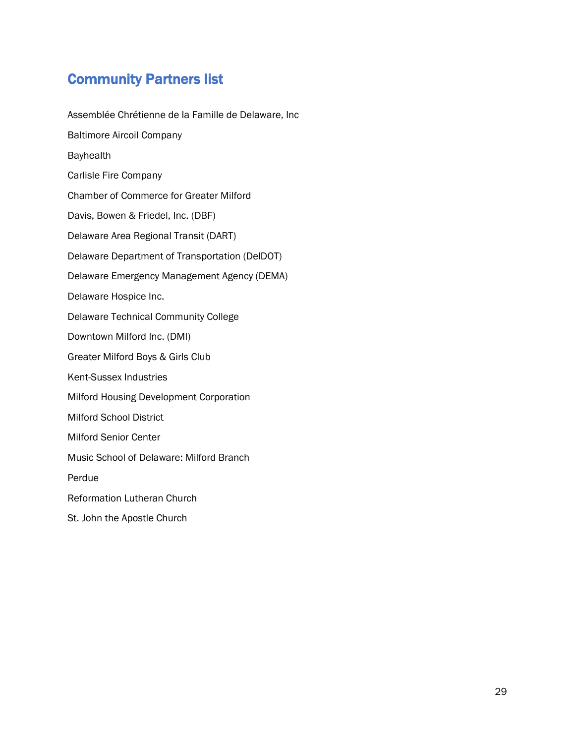## Community Partners list

Assemblée Chrétienne de la Famille de Delaware, Inc

Baltimore Aircoil Company

Bayhealth

Carlisle Fire Company

Chamber of Commerce for Greater Milford

Davis, Bowen & Friedel, Inc. (DBF)

Delaware Area Regional Transit (DART)

Delaware Department of Transportation (DelDOT)

Delaware Emergency Management Agency (DEMA)

Delaware Hospice Inc.

Delaware Technical Community College

Downtown Milford Inc. (DMI)

Greater Milford Boys & Girls Club

Kent-Sussex Industries

Milford Housing Development Corporation

Milford School District

Milford Senior Center

Music School of Delaware: Milford Branch

Perdue

Reformation Lutheran Church

St. John the Apostle Church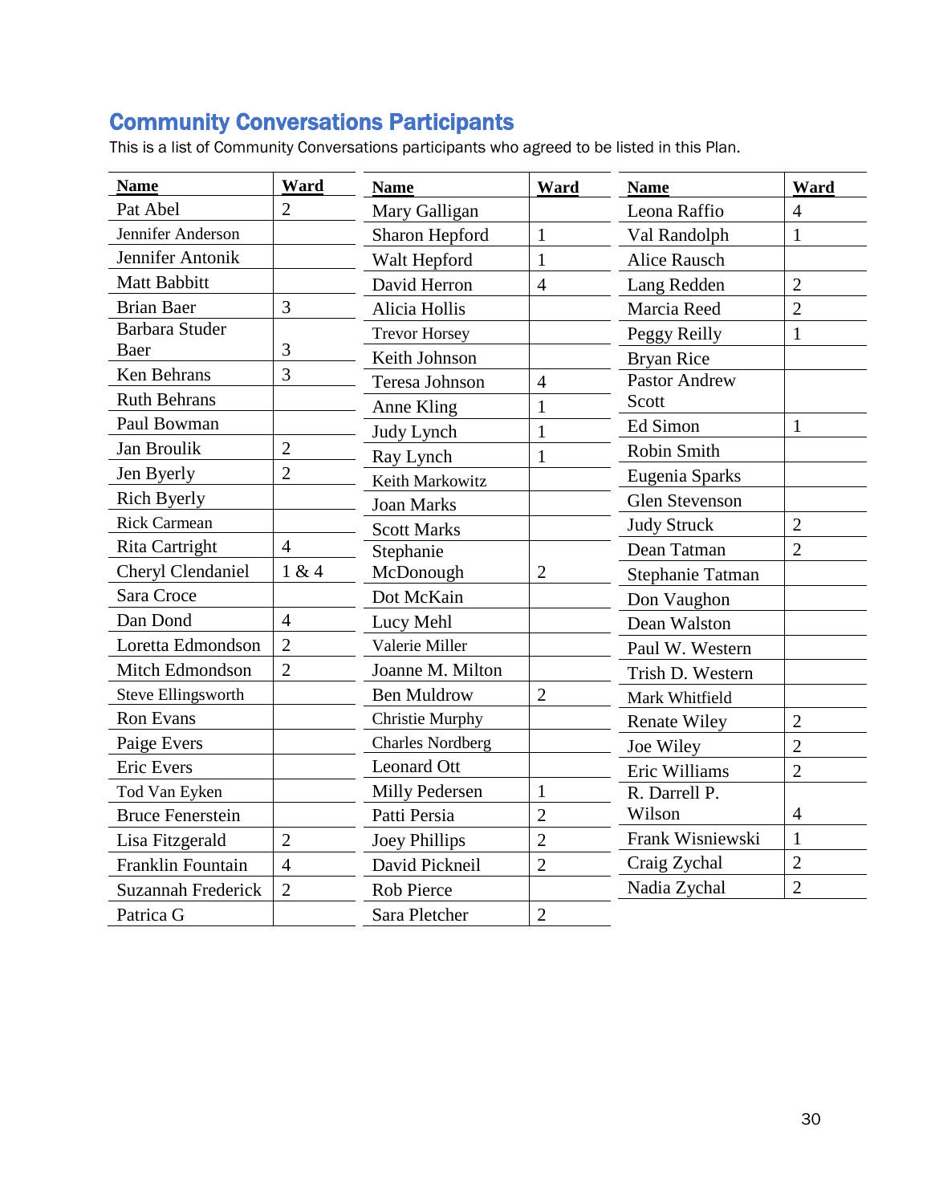## Community Conversations Participants

This is a list of Community Conversations participants who agreed to be listed in this Plan.

| Name | Ward |
|---|---|
| Pat Abel | 2 |
| Jennifer Anderson | |
| Jennifer Antonik | |
| Matt Babbitt | |
| Brian Baer | 3 |
| Barbara Studer Baer | 3 |
| Ken Behrans | 3 |
| Ruth Behrans | |
| Paul Bowman | |
| Jan Broulik | 2 |
| Jen Byerly | 2 |
| Rich Byerly | |
| Rick Carmean | |
| Rita Cartright | 4 |
| Cheryl Clendaniel | 1 & 4 |
| Sara Croce | |
| Dan Dond | 4 |
| Loretta Edmondson | 2 |
| Mitch Edmondson | 2 |
| Steve Ellingsworth | |
| Ron Evans | |
| Paige Evers | |
| Eric Evers | |
| Tod Van Eyken | |
| Bruce Fenerstein | |
| Lisa Fitzgerald | 2 |
| Franklin Fountain | 4 |
| Suzannah Frederick | 2 |
| Patrica G | |

| Name | Ward |
|---|---|
| Mary Galligan | |
| Sharon Hepford | 1 |
| Walt Hepford | 1 |
| David Herron | 4 |
| Alicia Hollis | |
| Trevor Horsey | |
| Keith Johnson | |
| Teresa Johnson | 4 |
| Anne Kling | 1 |
| Judy Lynch | 1 |
| Ray Lynch | 1 |
| Keith Markowitz | |
| Joan Marks | |
| Scott Marks | |
| Stephanie McDonough | 2 |
| Dot McKain | |
| Lucy Mehl | |
| Valerie Miller | |
| Joanne M. Milton | |
| Ben Muldrow | 2 |
| Christie Murphy | |
| Charles Nordberg | |
| Leonard Ott | |
| Milly Pedersen | 1 |
| Patti Persia | 2 |
| Joey Phillips | 2 |
| David Pickneil | 2 |
| Rob Pierce | |
| Sara Pletcher | 2 |

| Name | Ward |
|---|---|
| Leona Raffio | 4 |
| Val Randolph | 1 |
| Alice Rausch | |
| Lang Redden | 2 |
| Marcia Reed | 2 |
| Peggy Reilly | 1 |
| Bryan Rice | |
| Pastor Andrew Scott | |
| Ed Simon | 1 |
| Robin Smith | |
| Eugenia Sparks | |
| Glen Stevenson | |
| Judy Struck | 2 |
| Dean Tatman | 2 |
| Stephanie Tatman | |
| Don Vaughon | |
| Dean Walston | |
| Paul W. Western | |
| Trish D. Western | |
| Mark Whitfield | |
| Renate Wiley | 2 |
| Joe Wiley | 2 |
| Eric Williams | 2 |
| R. Darrell P. Wilson | 4 |
| Frank Wisniewski | 1 |
| Craig Zychal | 2 |
| Nadia Zychal | 2 |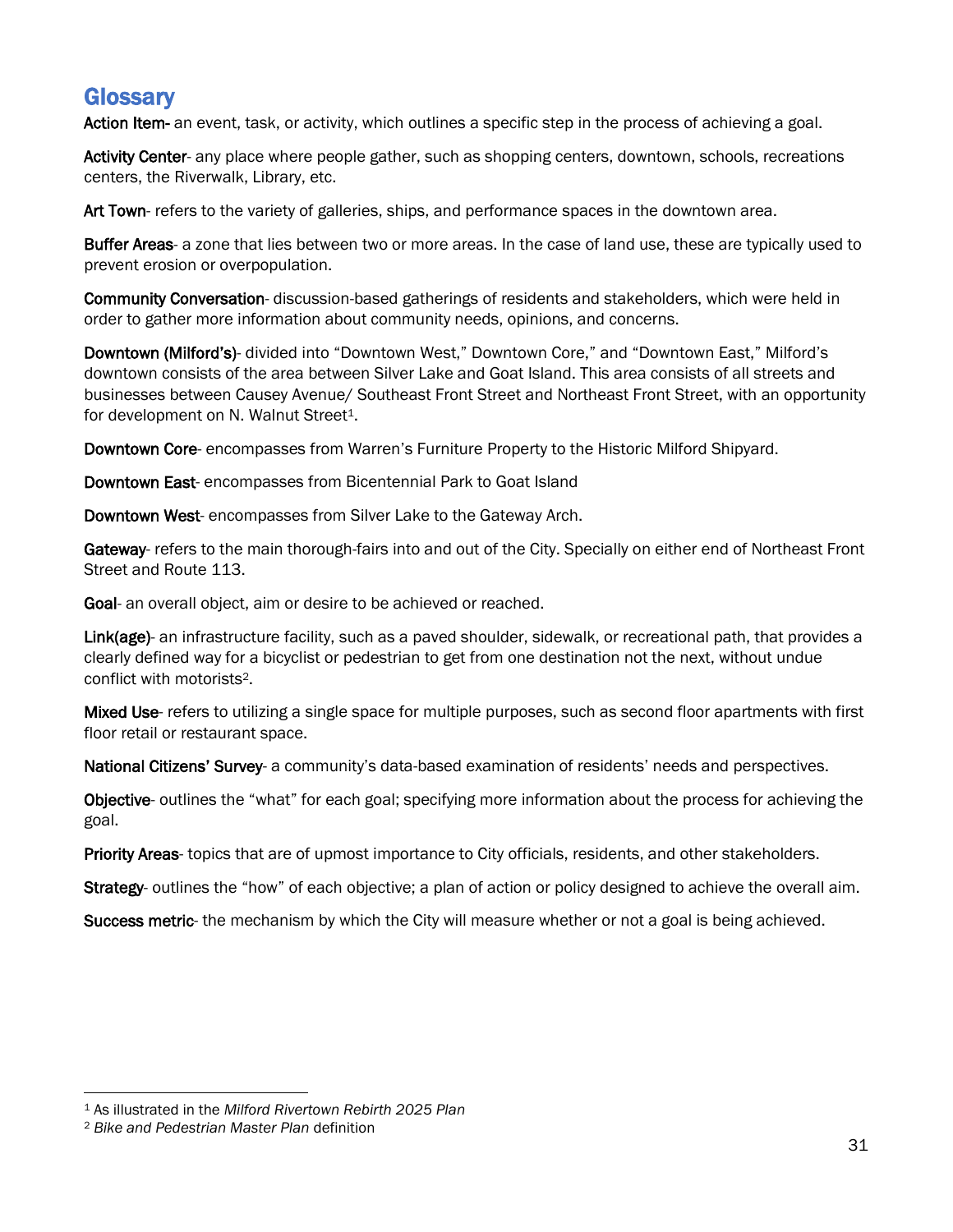## Glossary

**Action Item-** an event, task, or activity, which outlines a specific step in the process of achieving a goal.

**Activity Center**- any place where people gather, such as shopping centers, downtown, schools, recreations centers, the Riverwalk, Library, etc.

**Art Town**- refers to the variety of galleries, ships, and performance spaces in the downtown area.

**Buffer Areas**- a zone that lies between two or more areas. In the case of land use, these are typically used to prevent erosion or overpopulation.

**Community Conversation**- discussion-based gatherings of residents and stakeholders, which were held in order to gather more information about community needs, opinions, and concerns.

**Downtown (Milford's)**- divided into "Downtown West," Downtown Core," and "Downtown East," Milford's downtown consists of the area between Silver Lake and Goat Island. This area consists of all streets and businesses between Causey Avenue/ Southeast Front Street and Northeast Front Street, with an opportunity for development on N. Walnut Street[1].

**Downtown Core**- encompasses from Warren's Furniture Property to the Historic Milford Shipyard.

**Downtown East**- encompasses from Bicentennial Park to Goat Island

**Downtown West**- encompasses from Silver Lake to the Gateway Arch.

**Gateway**- refers to the main thorough-fairs into and out of the City. Specially on either end of Northeast Front Street and Route 113.

**Goal**- an overall object, aim or desire to be achieved or reached.

**Link(age)**- an infrastructure facility, such as a paved shoulder, sidewalk, or recreational path, that provides a clearly defined way for a bicyclist or pedestrian to get from one destination not the next, without undue conflict with motorists[2].

**Mixed Use**- refers to utilizing a single space for multiple purposes, such as second floor apartments with first floor retail or restaurant space.

**National Citizens' Survey**- a community's data-based examination of residents' needs and perspectives.

**Objective**- outlines the "what" for each goal; specifying more information about the process for achieving the goal.

**Priority Areas**- topics that are of upmost importance to City officials, residents, and other stakeholders.

**Strategy**- outlines the "how" of each objective; a plan of action or policy designed to achieve the overall aim.

**Success metric**- the mechanism by which the City will measure whether or not a goal is being achieved.

---

[1] As illustrated in the *Milford Rivertown Rebirth 2025 Plan*

[2] *Bike and Pedestrian Master Plan* definition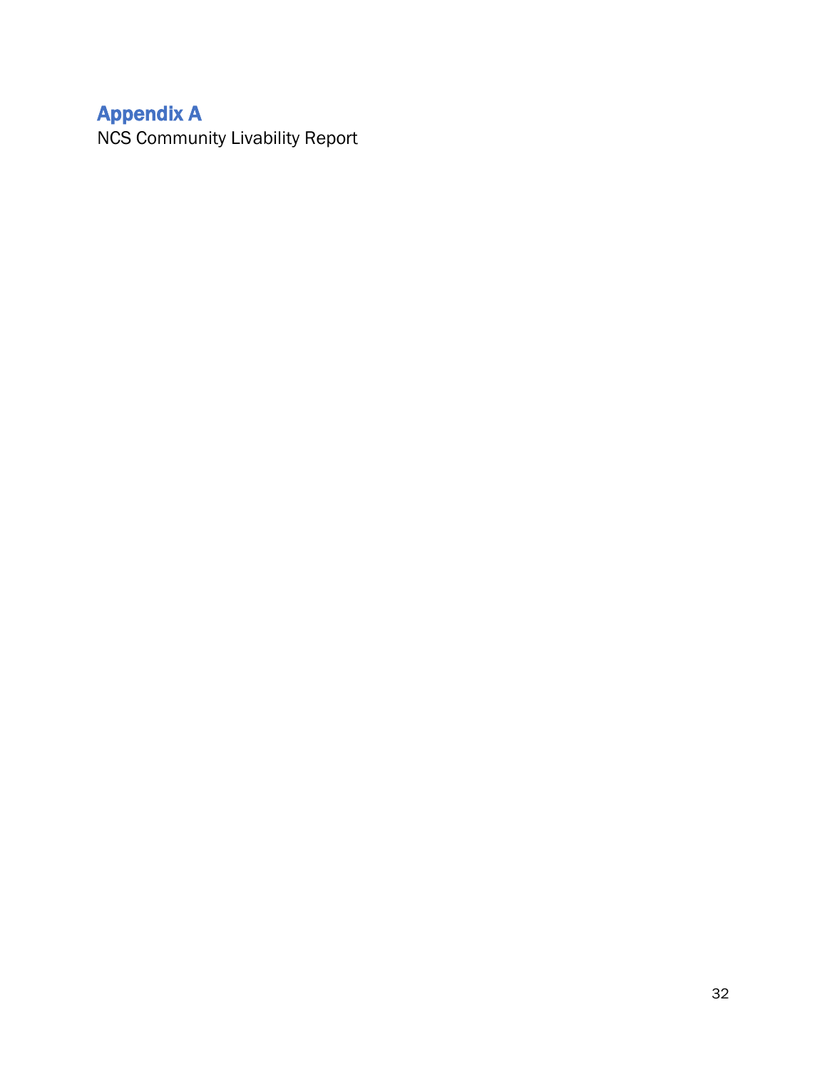# Appendix A

NCS Community Livability Report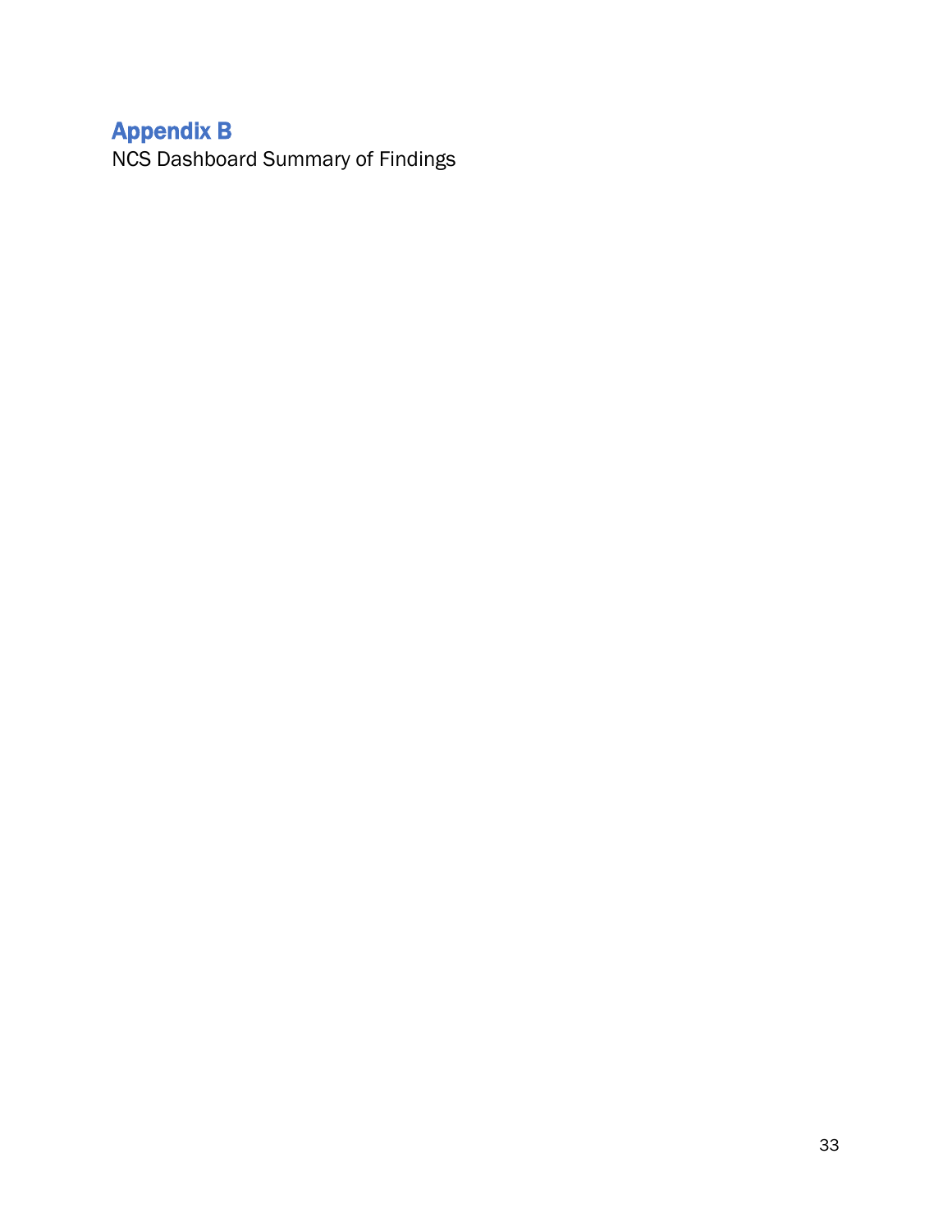# Appendix B

NCS Dashboard Summary of Findings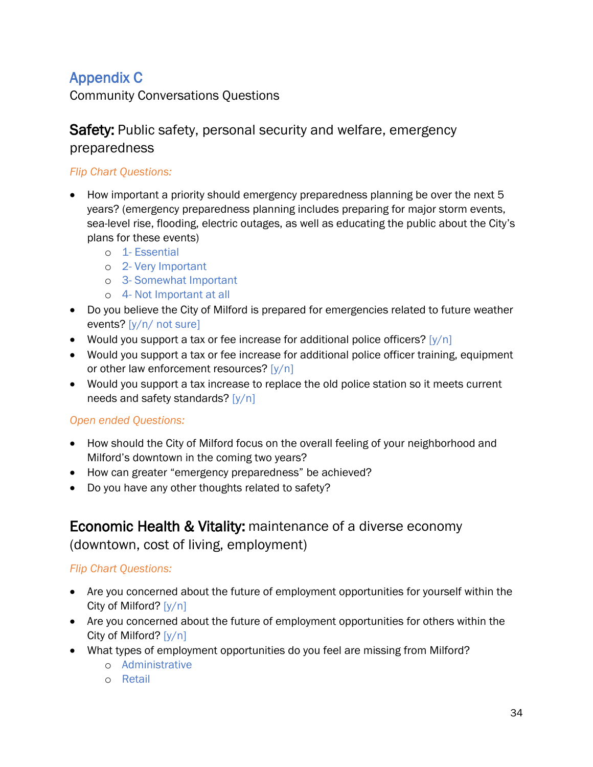## Appendix C

Community Conversations Questions

### **Safety:** Public safety, personal security and welfare, emergency preparedness

*Flip Chart Questions:*

- How important a priority should emergency preparedness planning be over the next 5 years? (emergency preparedness planning includes preparing for major storm events, sea-level rise, flooding, electric outages, as well as educating the public about the City's plans for these events)
    - 1- Essential
    - 2- Very Important
    - 3- Somewhat Important
    - 4- Not Important at all
- Do you believe the City of Milford is prepared for emergencies related to future weather events? [y/n/ not sure]
- Would you support a tax or fee increase for additional police officers? [y/n]
- Would you support a tax or fee increase for additional police officer training, equipment or other law enforcement resources? [y/n]
- Would you support a tax increase to replace the old police station so it meets current needs and safety standards? [y/n]

*Open ended Questions:*

- How should the City of Milford focus on the overall feeling of your neighborhood and Milford's downtown in the coming two years?
- How can greater "emergency preparedness" be achieved?
- Do you have any other thoughts related to safety?

### **Economic Health & Vitality:** maintenance of a diverse economy (downtown, cost of living, employment)

*Flip Chart Questions:*

- Are you concerned about the future of employment opportunities for yourself within the City of Milford? [y/n]
- Are you concerned about the future of employment opportunities for others within the City of Milford? [y/n]
- What types of employment opportunities do you feel are missing from Milford?
    - Administrative
    - Retail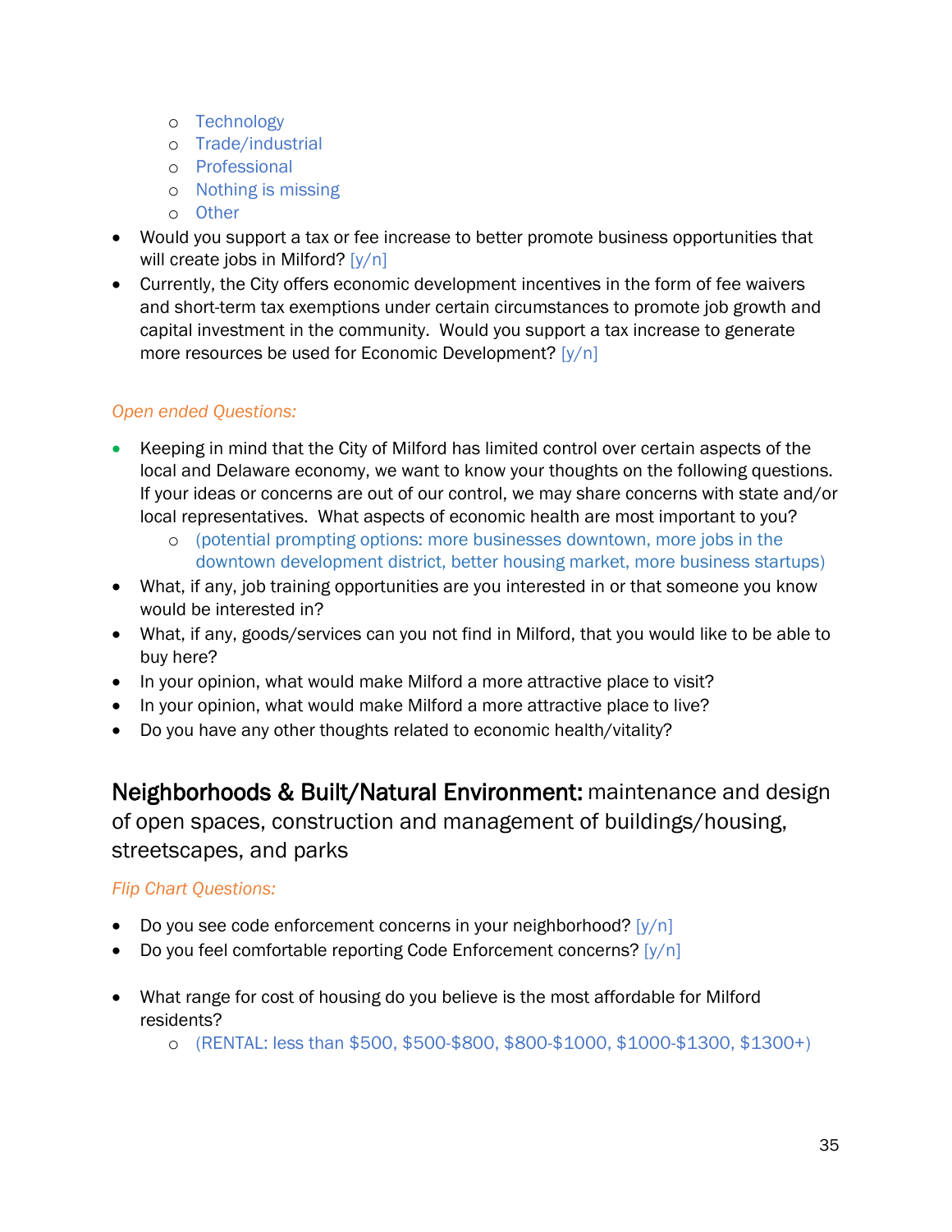- Technology
  - Trade/industrial
  - Professional
  - Nothing is missing
  - Other
- Would you support a tax or fee increase to better promote business opportunities that will create jobs in Milford? [y/n]
- Currently, the City offers economic development incentives in the form of fee waivers and short-term tax exemptions under certain circumstances to promote job growth and capital investment in the community. Would you support a tax increase to generate more resources be used for Economic Development? [y/n]

*Open ended Questions:*

- Keeping in mind that the City of Milford has limited control over certain aspects of the local and Delaware economy, we want to know your thoughts on the following questions. If your ideas or concerns are out of our control, we may share concerns with state and/or local representatives. What aspects of economic health are most important to you?
  - (potential prompting options: more businesses downtown, more jobs in the downtown development district, better housing market, more business startups)
- What, if any, job training opportunities are you interested in or that someone you know would be interested in?
- What, if any, goods/services can you not find in Milford, that you would like to be able to buy here?
- In your opinion, what would make Milford a more attractive place to visit?
- In your opinion, what would make Milford a more attractive place to live?
- Do you have any other thoughts related to economic health/vitality?

## Neighborhoods & Built/Natural Environment: maintenance and design of open spaces, construction and management of buildings/housing, streetscapes, and parks

*Flip Chart Questions:*

- Do you see code enforcement concerns in your neighborhood? [y/n]
- Do you feel comfortable reporting Code Enforcement concerns? [y/n]

- What range for cost of housing do you believe is the most affordable for Milford residents?
  - (RENTAL: less than $500, $500-$800, $800-$1000, $1000-$1300, $1300+)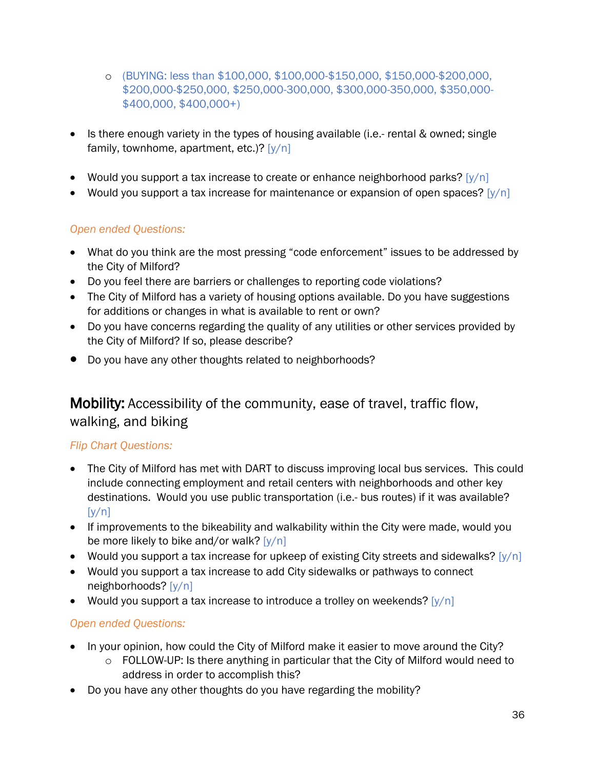- (BUYING: less than $100,000, $100,000-$150,000, $150,000-$200,000, $200,000-$250,000, $250,000-300,000, $300,000-350,000, $350,000-$400,000, $400,000+)

- Is there enough variety in the types of housing available (i.e.- rental & owned; single family, townhome, apartment, etc.)? [y/n]

- Would you support a tax increase to create or enhance neighborhood parks? [y/n]
- Would you support a tax increase for maintenance or expansion of open spaces? [y/n]

*Open ended Questions:*

- What do you think are the most pressing "code enforcement" issues to be addressed by the City of Milford?
- Do you feel there are barriers or challenges to reporting code violations?
- The City of Milford has a variety of housing options available. Do you have suggestions for additions or changes in what is available to rent or own?
- Do you have concerns regarding the quality of any utilities or other services provided by the City of Milford? If so, please describe?
- Do you have any other thoughts related to neighborhoods?

## **Mobility:** Accessibility of the community, ease of travel, traffic flow, walking, and biking

*Flip Chart Questions:*

- The City of Milford has met with DART to discuss improving local bus services. This could include connecting employment and retail centers with neighborhoods and other key destinations. Would you use public transportation (i.e.- bus routes) if it was available? [y/n]
- If improvements to the bikeability and walkability within the City were made, would you be more likely to bike and/or walk? [y/n]
- Would you support a tax increase for upkeep of existing City streets and sidewalks? [y/n]
- Would you support a tax increase to add City sidewalks or pathways to connect neighborhoods? [y/n]
- Would you support a tax increase to introduce a trolley on weekends? [y/n]

*Open ended Questions:*

- In your opinion, how could the City of Milford make it easier to move around the City?
  - FOLLOW-UP: Is there anything in particular that the City of Milford would need to address in order to accomplish this?
- Do you have any other thoughts do you have regarding the mobility?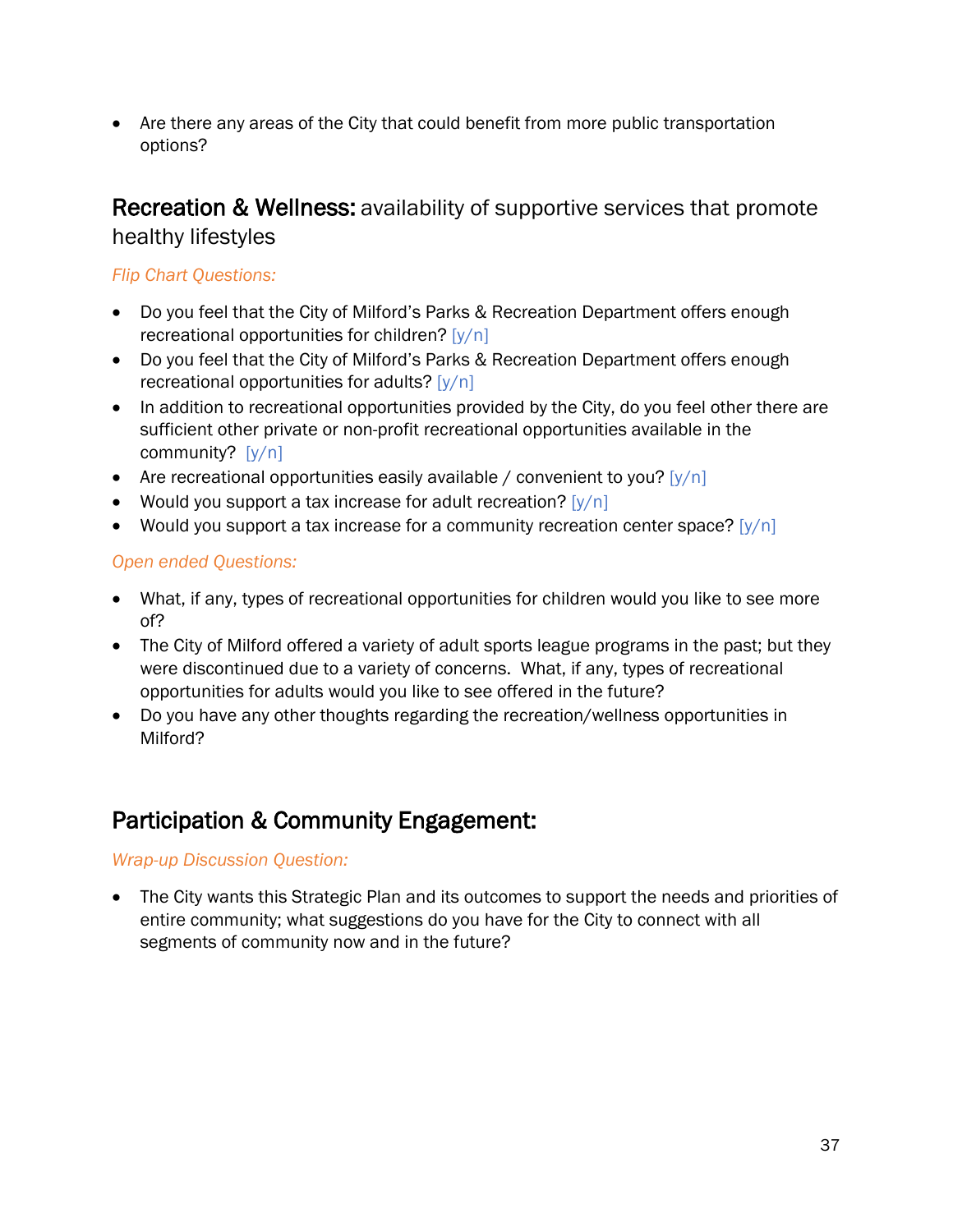- Are there any areas of the City that could benefit from more public transportation options?

## **Recreation & Wellness:** availability of supportive services that promote healthy lifestyles

*Flip Chart Questions:*

- Do you feel that the City of Milford's Parks & Recreation Department offers enough recreational opportunities for children? [y/n]
- Do you feel that the City of Milford's Parks & Recreation Department offers enough recreational opportunities for adults? [y/n]
- In addition to recreational opportunities provided by the City, do you feel other there are sufficient other private or non-profit recreational opportunities available in the community? [y/n]
- Are recreational opportunities easily available / convenient to you? [y/n]
- Would you support a tax increase for adult recreation? [y/n]
- Would you support a tax increase for a community recreation center space? [y/n]

*Open ended Questions:*

- What, if any, types of recreational opportunities for children would you like to see more of?
- The City of Milford offered a variety of adult sports league programs in the past; but they were discontinued due to a variety of concerns. What, if any, types of recreational opportunities for adults would you like to see offered in the future?
- Do you have any other thoughts regarding the recreation/wellness opportunities in Milford?

## **Participation & Community Engagement:**

*Wrap-up Discussion Question:*

- The City wants this Strategic Plan and its outcomes to support the needs and priorities of entire community; what suggestions do you have for the City to connect with all segments of community now and in the future?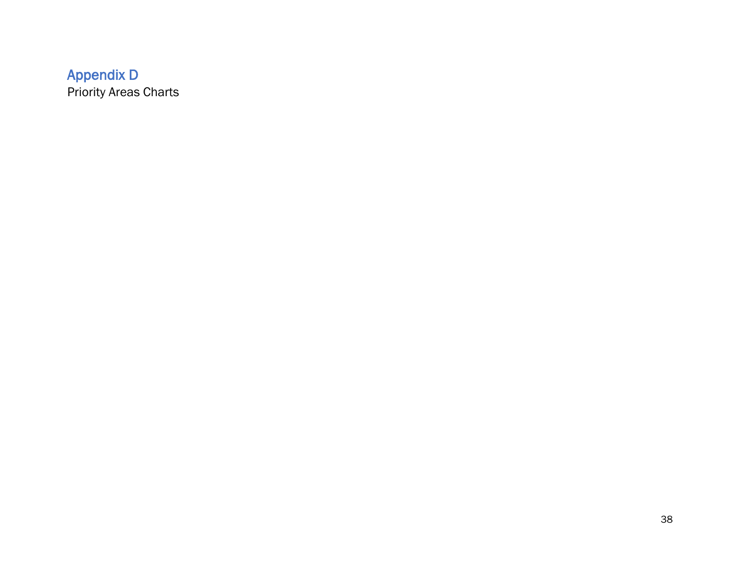## Appendix D

Priority Areas Charts